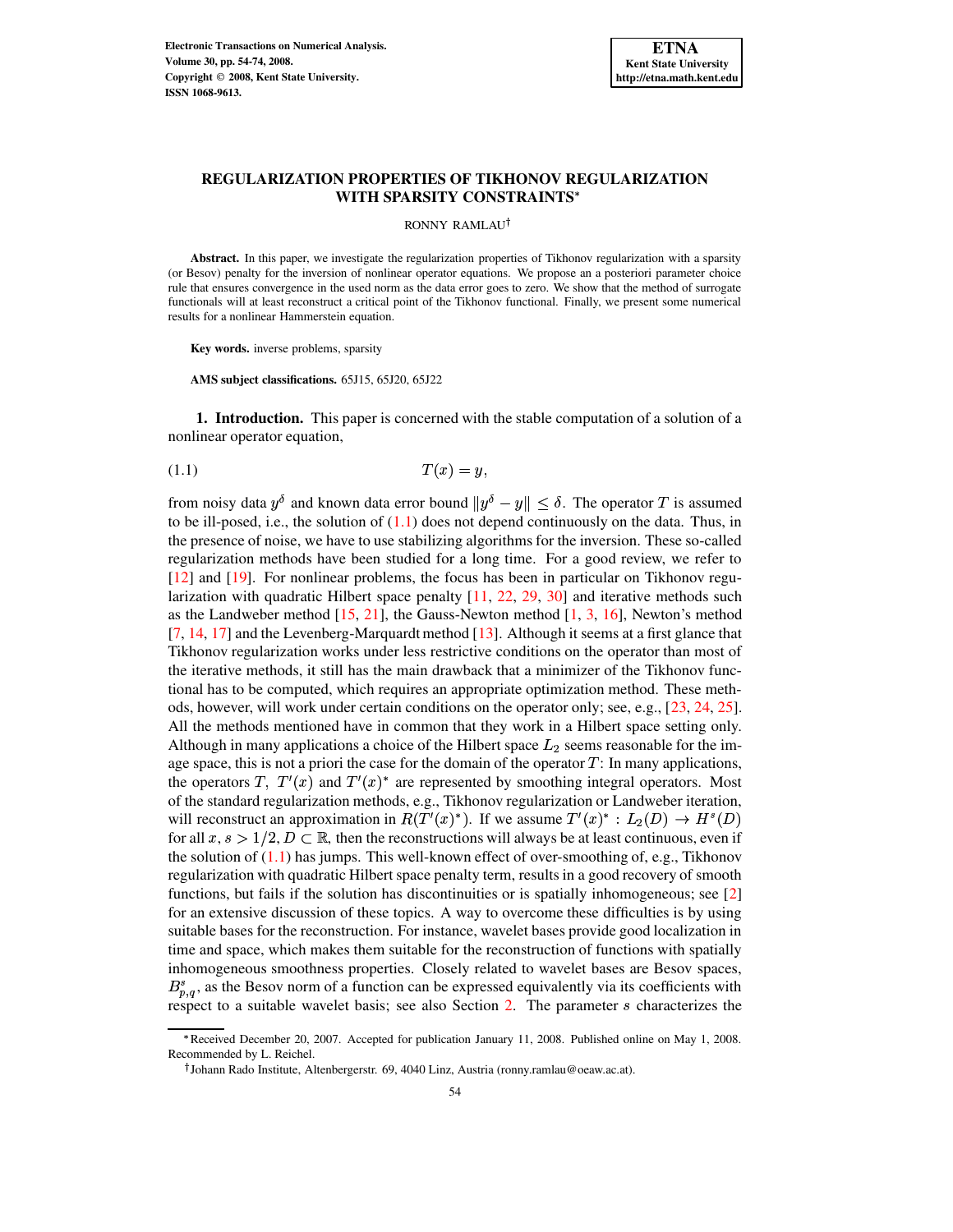# REGULARIZATION PROPERTIES OF TIKHONOV REGULARIZATION WITH SPARSITY CONSTRAINTS*

RONNY RAMLAU†

**Abstract.** In this paper, we investigate the regularization properties of Tikhonov regularization with a sparsity (or Besov) penalty for the inversion of nonlinear operator equations. We propose an a posteriori parameter choice rule that ensures convergence in the used norm as the data error goes to zero. We show that the method of surrogate functionals will at least reconstruct a critical point of the Tikhonov functional. Finally, we present some numerical results for a nonlinear Hammerstein equation.

**Key words.** inverse problems, sparsity

**AMS subject classifications.** 65J15, 65J20, 65J22

**1. Introduction.** This paper is concerned with the stable computation of a solution of a nonlinear operator equation,

$$T(x) = y, \tag{1.1}$$

from noisy data $y^\delta$ and known data error bound $\|y^\delta - y\| \leq \delta$. The operator $T$ is assumed to be ill-posed, i.e., the solution of (1.1) does not depend continuously on the data. Thus, in the presence of noise, we have to use stabilizing algorithms for the inversion. These so-called regularization methods have been studied for a long time. For a good review, we refer to [12] and [19]. For nonlinear problems, the focus has been in particular on Tikhonov regularization with quadratic Hilbert space penalty [11, 22, 29, 30] and iterative methods such as the Landweber method [15, 21], the Gauss-Newton method [1, 3, 16], Newton's method [7, 14, 17] and the Levenberg-Marquardt method [13]. Although it seems at a first glance that Tikhonov regularization works under less restrictive conditions on the operator than most of the iterative methods, it still has the main drawback that a minimizer of the Tikhonov functional has to be computed, which requires an appropriate optimization method. These methods, however, will work under certain conditions on the operator only; see, e.g., [23, 24, 25]. All the methods mentioned have in common that they work in a Hilbert space setting only. Although in many applications a choice of the Hilbert space $L_2$ seems reasonable for the image space, this is not a priori the case for the domain of the operator $T$: In many applications, the operators $T$, $T'(x)$ and $T'(x)^*$ are represented by smoothing integral operators. Most of the standard regularization methods, e.g., Tikhonov regularization or Landweber iteration, will reconstruct an approximation in $R(T'(x)^*)$. If we assume $T'(x)^* : L_2(D) \to H^s(D)$ for all $x$, $s > 1/2$, $D \subset \mathbb{R}$, then the reconstructions will always be at least continuous, even if the solution of (1.1) has jumps. This well-known effect of over-smoothing of, e.g., Tikhonov regularization with quadratic Hilbert space penalty term, results in a good recovery of smooth functions, but fails if the solution has discontinuities or is spatially inhomogeneous; see [2] for an extensive discussion of these topics. A way to overcome these difficulties is by using suitable bases for the reconstruction. For instance, wavelet bases provide good localization in time and space, which makes them suitable for the reconstruction of functions with spatially inhomogeneous smoothness properties. Closely related to wavelet bases are Besov spaces, $B^s_{p,q}$, as the Besov norm of a function can be expressed equivalently via its coefficients with respect to a suitable wavelet basis; see also Section 2. The parameter $s$ characterizes the

*Received December 20, 2007. Accepted for publication January 11, 2008. Published online on May 1, 2008. Recommended by L. Reichel.

†Johann Rado Institute, Altenbergerstr. 69, 4040 Linz, Austria (ronny.ramlau@oeaw.ac.at).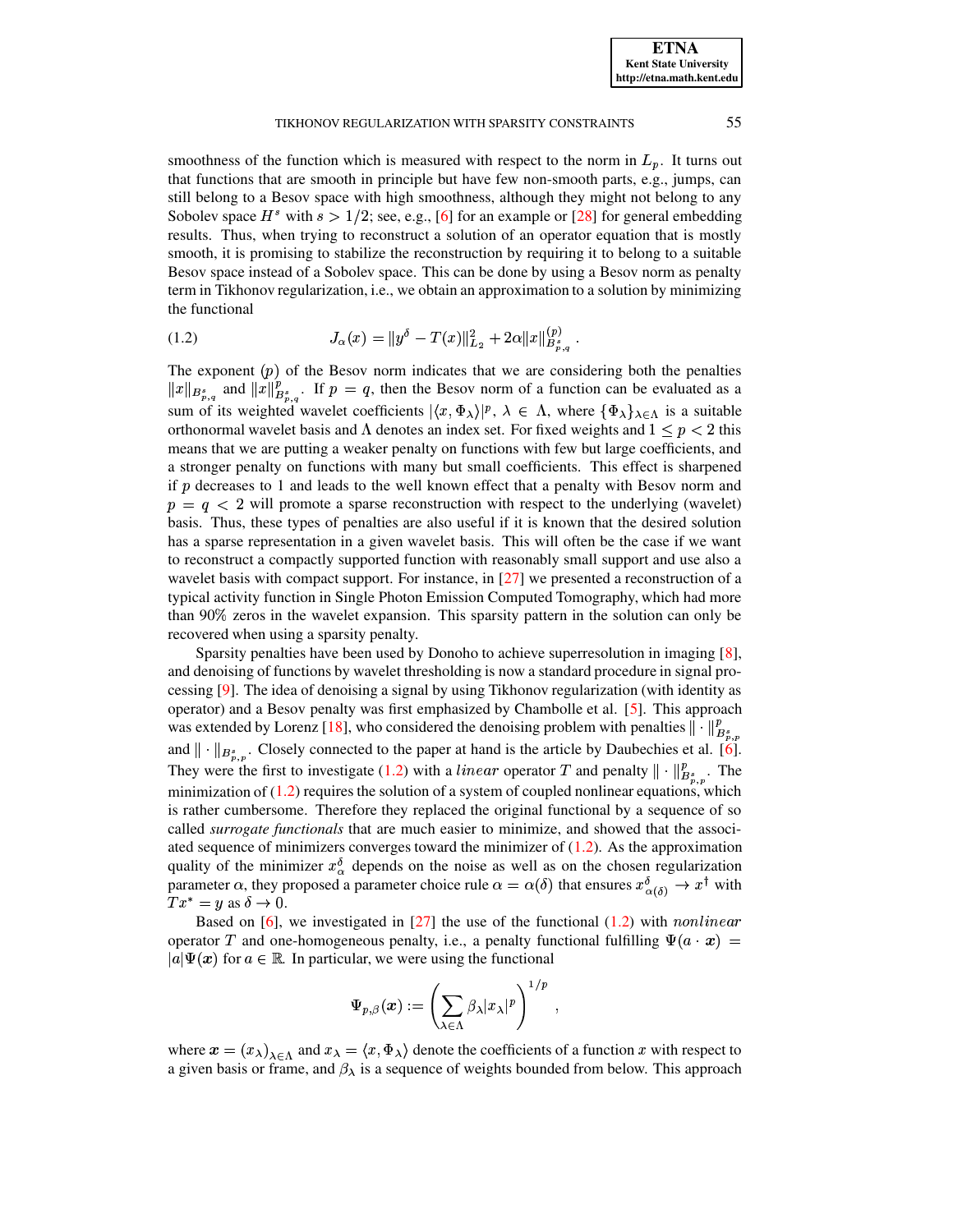smoothness of the function which is measured with respect to the norm in $L_p$. It turns out that functions that are smooth in principle but have few non-smooth parts, e.g., jumps, can still belong to a Besov space with high smoothness, although they might not belong to any Sobolev space $H^s$ with $s > 1/2$; see, e.g., [6] for an example or [28] for general embedding results. Thus, when trying to reconstruct a solution of an operator equation that is mostly smooth, it is promising to stabilize the reconstruction by requiring it to belong to a suitable Besov space instead of a Sobolev space. This can be done by using a Besov norm as penalty term in Tikhonov regularization, i.e., we obtain an approximation to a solution by minimizing the functional

$$J_\alpha(x) = \|y^\delta - T(x)\|_{L_2}^2 + 2\alpha \|x\|_{B_{p,q}^s}^{(p)} . \tag{1.2}$$

The exponent $(p)$ of the Besov norm indicates that we are considering both the penalties $\|x\|_{B_{p,q}^s}$ and $\|x\|_{B_{p,q}^s}^p$. If $p = q$, then the Besov norm of a function can be evaluated as a sum of its weighted wavelet coefficients $|\langle x, \Phi_\lambda \rangle|^p$, $\lambda \in \Lambda$, where $\{\Phi_\lambda\}_{\lambda \in \Lambda}$ is a suitable orthonormal wavelet basis and $\Lambda$ denotes an index set. For fixed weights and $1 \leq p < 2$ this means that we are putting a weaker penalty on functions with few but large coefficients, and a stronger penalty on functions with many but small coefficients. This effect is sharpened if $p$ decreases to 1 and leads to the well known effect that a penalty with Besov norm and $p = q < 2$ will promote a sparse reconstruction with respect to the underlying (wavelet) basis. Thus, these types of penalties are also useful if it is known that the desired solution has a sparse representation in a given wavelet basis. This will often be the case if we want to reconstruct a compactly supported function with reasonably small support and use also a wavelet basis with compact support. For instance, in [27] we presented a reconstruction of a typical activity function in Single Photon Emission Computed Tomography, which had more than 90% zeros in the wavelet expansion. This sparsity pattern in the solution can only be recovered when using a sparsity penalty.

Sparsity penalties have been used by Donoho to achieve superresolution in imaging [8], and denoising of functions by wavelet thresholding is now a standard procedure in signal processing [9]. The idea of denoising a signal by using Tikhonov regularization (with identity as operator) and a Besov penalty was first emphasized by Chambolle et al. [5]. This approach was extended by Lorenz [18], who considered the denoising problem with penalties $\|\cdot\|_{B_{p,p}^s}^p$ and $\|\cdot\|_{B_{p,p}^s}$. Closely connected to the paper at hand is the article by Daubechies et al. [6]. They were the first to investigate (1.2) with a *linear* operator $T$ and penalty $\|\cdot\|_{B_{p,p}^s}^p$. The minimization of (1.2) requires the solution of a system of coupled nonlinear equations, which is rather cumbersome. Therefore they replaced the original functional by a sequence of so called *surrogate functionals* that are much easier to minimize, and showed that the associated sequence of minimizers converges toward the minimizer of (1.2). As the approximation quality of the minimizer $x_\alpha^\delta$ depends on the noise as well as on the chosen regularization parameter $\alpha$, they proposed a parameter choice rule $\alpha = \alpha(\delta)$ that ensures $x_{\alpha(\delta)}^\delta \to x^\dagger$ with $Tx^* = y$ as $\delta \to 0$.

Based on [6], we investigated in [27] the use of the functional (1.2) with *nonlinear* operator $T$ and one-homogeneous penalty, i.e., a penalty functional fulfilling $\Psi(a \cdot \boldsymbol{x}) = |a|\Psi(\boldsymbol{x})$ for $a \in \mathbb{R}$. In particular, we were using the functional

$$\Psi_{p,\beta}(\boldsymbol{x}) := \left( \sum_{\lambda \in \Lambda} \beta_\lambda |x_\lambda|^p \right)^{1/p} ,$$

where $\boldsymbol{x} = (x_\lambda)_{\lambda \in \Lambda}$ and $x_\lambda = \langle x, \Phi_\lambda \rangle$ denote the coefficients of a function $x$ with respect to a given basis or frame, and $\beta_\lambda$ is a sequence of weights bounded from below. This approach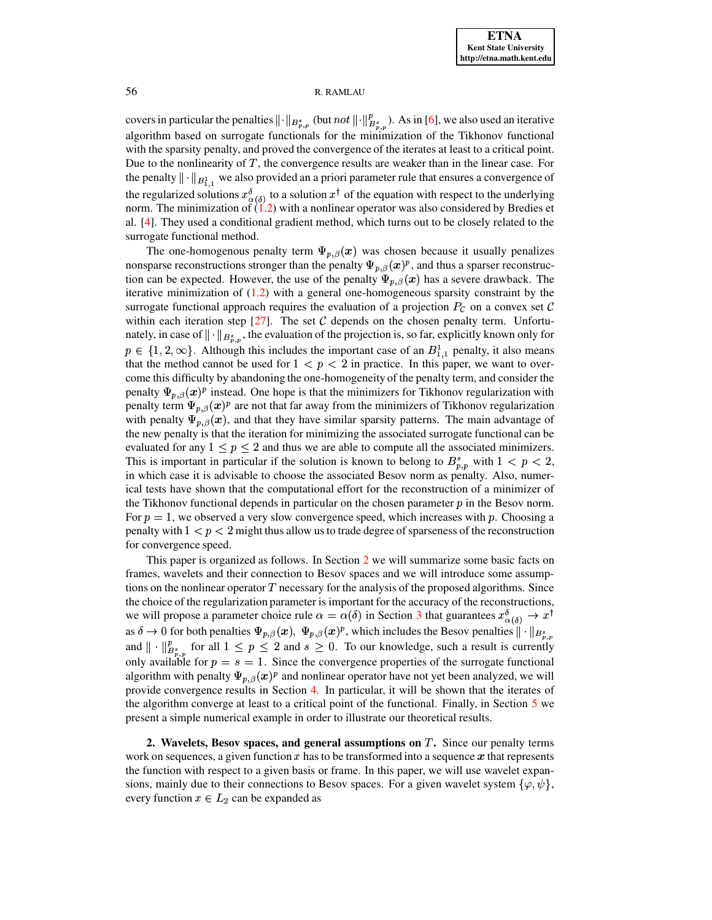covers in particular the penalties $\|\cdot\|_{B^s_{p,p}}$ (but *not* $\|\cdot\|^p_{B^s_{p,p}}$). As in [6], we also used an iterative algorithm based on surrogate functionals for the minimization of the Tikhonov functional with the sparsity penalty, and proved the convergence of the iterates at least to a critical point. Due to the nonlinearity of $T$, the convergence results are weaker than in the linear case. For the penalty $\|\cdot\|_{B^1_{1,1}}$ we also provided an a priori parameter rule that ensures a convergence of the regularized solutions $x^\delta_{\alpha(\delta)}$ to a solution $x^\dagger$ of the equation with respect to the underlying norm. The minimization of (1.2) with a nonlinear operator was also considered by Bredies et al. [4]. They used a conditional gradient method, which turns out to be closely related to the surrogate functional method.

The one-homogenous penalty term $\Psi_{p,\beta}(\boldsymbol{x})$ was chosen because it usually penalizes nonsparse reconstructions stronger than the penalty $\Psi_{p,\beta}(\boldsymbol{x})^p$, and thus a sparser reconstruction can be expected. However, the use of the penalty $\Psi_{p,\beta}(\boldsymbol{x})$ has a severe drawback. The iterative minimization of (1.2) with a general one-homogeneous sparsity constraint by the surrogate functional approach requires the evaluation of a projection $P_{\mathcal{C}}$ on a convex set $\mathcal{C}$ within each iteration step [27]. The set $\mathcal{C}$ depends on the chosen penalty term. Unfortunately, in case of $\|\cdot\|_{B^s_{p,p}}$, the evaluation of the projection is, so far, explicitly known only for $p \in \{1, 2, \infty\}$. Although this includes the important case of an $B^1_{1,1}$ penalty, it also means that the method cannot be used for $1 < p < 2$ in practice. In this paper, we want to overcome this difficulty by abandoning the one-homogeneity of the penalty term, and consider the penalty $\Psi_{p,\beta}(\boldsymbol{x})^p$ instead. One hope is that the minimizers for Tikhonov regularization with penalty term $\Psi_{p,\beta}(\boldsymbol{x})^p$ are not that far away from the minimizers of Tikhonov regularization with penalty $\Psi_{p,\beta}(\boldsymbol{x})$, and that they have similar sparsity patterns. The main advantage of the new penalty is that the iteration for minimizing the associated surrogate functional can be evaluated for any $1 \leq p \leq 2$ and thus we are able to compute all the associated minimizers. This is important in particular if the solution is known to belong to $B^s_{p,p}$ with $1 < p < 2$, in which case it is advisable to choose the associated Besov norm as penalty. Also, numerical tests have shown that the computational effort for the reconstruction of a minimizer of the Tikhonov functional depends in particular on the chosen parameter $p$ in the Besov norm. For $p = 1$, we observed a very slow convergence speed, which increases with $p$. Choosing a penalty with $1 < p < 2$ might thus allow us to trade degree of sparseness of the reconstruction for convergence speed.

This paper is organized as follows. In Section 2 we will summarize some basic facts on frames, wavelets and their connection to Besov spaces and we will introduce some assumptions on the nonlinear operator $T$ necessary for the analysis of the proposed algorithms. Since the choice of the regularization parameter is important for the accuracy of the reconstructions, we will propose a parameter choice rule $\alpha = \alpha(\delta)$ in Section 3 that guarantees $x^\delta_{\alpha(\delta)} \to x^\dagger$ as $\delta \to 0$ for both penalties $\Psi_{p,\beta}(\boldsymbol{x}),\ \Psi_{p,\beta}(\boldsymbol{x})^p$, which includes the Besov penalties $\|\cdot\|_{B^s_{p,p}}$ and $\|\cdot\|^p_{B^s_{p,p}}$ for all $1 \leq p \leq 2$ and $s \geq 0$. To our knowledge, such a result is currently only available for $p = s = 1$. Since the convergence properties of the surrogate functional algorithm with penalty $\Psi_{p,\beta}(\boldsymbol{x})^p$ and nonlinear operator have not yet been analyzed, we will provide convergence results in Section 4. In particular, it will be shown that the iterates of the algorithm converge at least to a critical point of the functional. Finally, in Section 5 we present a simple numerical example in order to illustrate our theoretical results.

## 2. Wavelets, Besov spaces, and general assumptions on $T$.

Since our penalty terms work on sequences, a given function $x$ has to be transformed into a sequence $\boldsymbol{x}$ that represents the function with respect to a given basis or frame. In this paper, we will use wavelet expansions, mainly due to their connections to Besov spaces. For a given wavelet system $\{\varphi, \psi\}$, every function $x \in L_2$ can be expanded as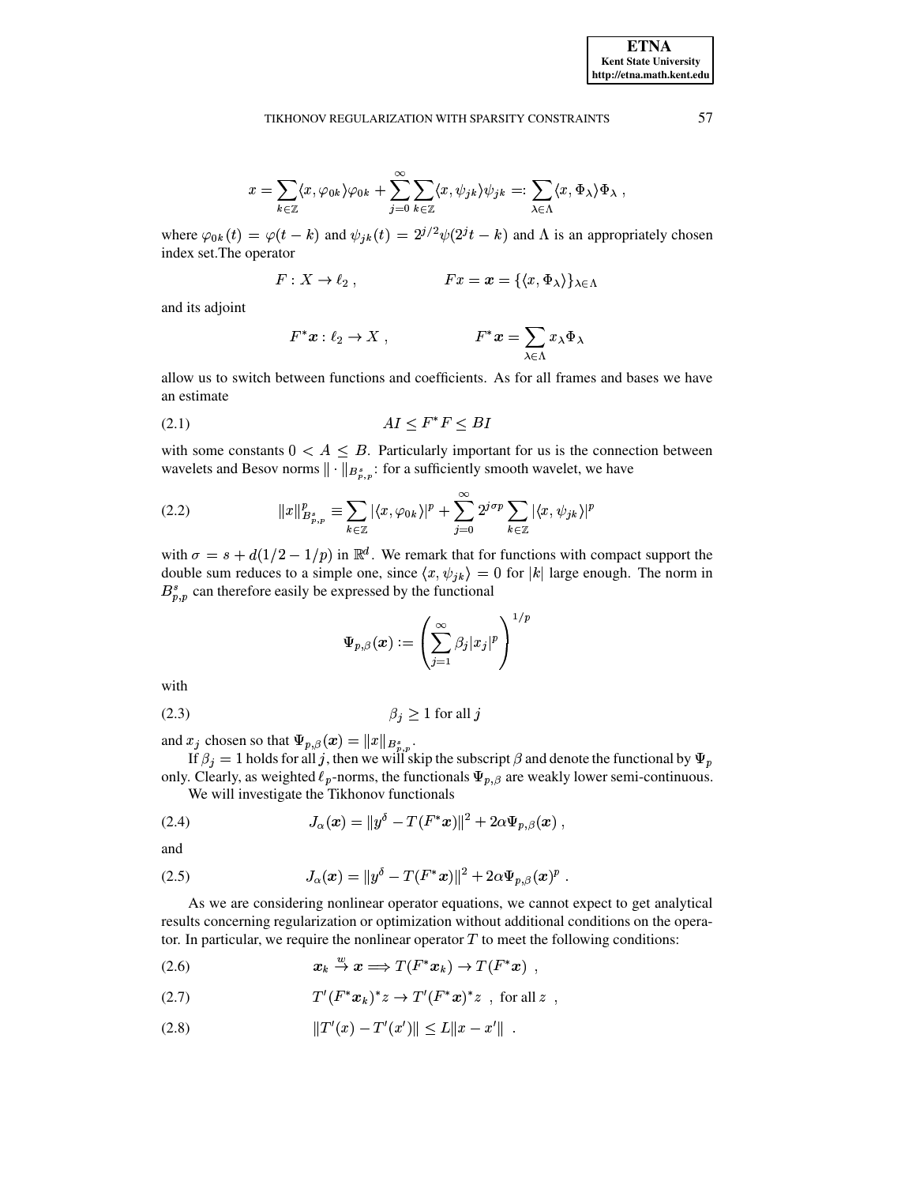$$x = \sum_{k \in \mathbb{Z}} \langle x, \varphi_{0k} \rangle \varphi_{0k} + \sum_{j=0}^{\infty} \sum_{k \in \mathbb{Z}} \langle x, \psi_{jk} \rangle \psi_{jk} =: \sum_{\lambda \in \Lambda} \langle x, \Phi_\lambda \rangle \Phi_\lambda \ ,$$

where $\varphi_{0k}(t) = \varphi(t-k)$ and $\psi_{jk}(t) = 2^{j/2}\psi(2^j t - k)$ and $\Lambda$ is an appropriately chosen index set.The operator

$$F : X \to \ell_2 \ , \qquad\qquad Fx = \boldsymbol{x} = \{\langle x, \Phi_\lambda \rangle\}_{\lambda \in \Lambda}$$

and its adjoint

$$F^* \boldsymbol{x} : \ell_2 \to X \ , \qquad\qquad F^* \boldsymbol{x} = \sum_{\lambda \in \Lambda} x_\lambda \Phi_\lambda$$

allow us to switch between functions and coefficients. As for all frames and bases we have an estimate

$$AI \leq F^* F \leq BI \tag{2.1}$$

with some constants $0 < A \leq B$. Particularly important for us is the connection between wavelets and Besov norms $\| \cdot \|_{B^s_{p,p}}$: for a sufficiently smooth wavelet, we have

$$\|x\|^p_{B^s_{p,p}} \equiv \sum_{k \in \mathbb{Z}} |\langle x, \varphi_{0k} \rangle|^p + \sum_{j=0}^{\infty} 2^{j\sigma p} \sum_{k \in \mathbb{Z}} |\langle x, \psi_{jk} \rangle|^p \tag{2.2}$$

with $\sigma = s + d(1/2 - 1/p)$ in $\mathbb{R}^d$. We remark that for functions with compact support the double sum reduces to a simple one, since $\langle x, \psi_{jk} \rangle = 0$ for $|k|$ large enough. The norm in $B^s_{p,p}$ can therefore easily be expressed by the functional

$$\Psi_{p,\beta}(\boldsymbol{x}) := \left( \sum_{j=1}^{\infty} \beta_j |x_j|^p \right)^{1/p}$$

with

$$\beta_j \geq 1 \text{ for all } j \tag{2.3}$$

and $x_j$ chosen so that $\Psi_{p,\beta}(\boldsymbol{x}) = \|x\|_{B^s_{p,p}}$.

If $\beta_j = 1$ holds for all $j$, then we will skip the subscript $\beta$ and denote the functional by $\Psi_p$ only. Clearly, as weighted $\ell_p$-norms, the functionals $\Psi_{p,\beta}$ are weakly lower semi-continuous.

We will investigate the Tikhonov functionals

$$J_\alpha(\boldsymbol{x}) = \|y^\delta - T(F^* \boldsymbol{x})\|^2 + 2\alpha \Psi_{p,\beta}(\boldsymbol{x}) \ , \tag{2.4}$$

and

$$J_\alpha(\boldsymbol{x}) = \|y^\delta - T(F^* \boldsymbol{x})\|^2 + 2\alpha \Psi_{p,\beta}(\boldsymbol{x})^p \ . \tag{2.5}$$

As we are considering nonlinear operator equations, we cannot expect to get analytical results concerning regularization or optimization without additional conditions on the operator. In particular, we require the nonlinear operator $T$ to meet the following conditions:

$$\boldsymbol{x}_k \stackrel{w}{\to} \boldsymbol{x} \Longrightarrow T(F^* \boldsymbol{x}_k) \to T(F^* \boldsymbol{x}) \ , \tag{2.6}$$

$$T'(F^* \boldsymbol{x}_k)^* z \to T'(F^* \boldsymbol{x})^* z \ , \text{ for all } z \ , \tag{2.7}$$

$$\|T'(x) - T'(x')\| \leq L\|x - x'\| \ . \tag{2.8}$$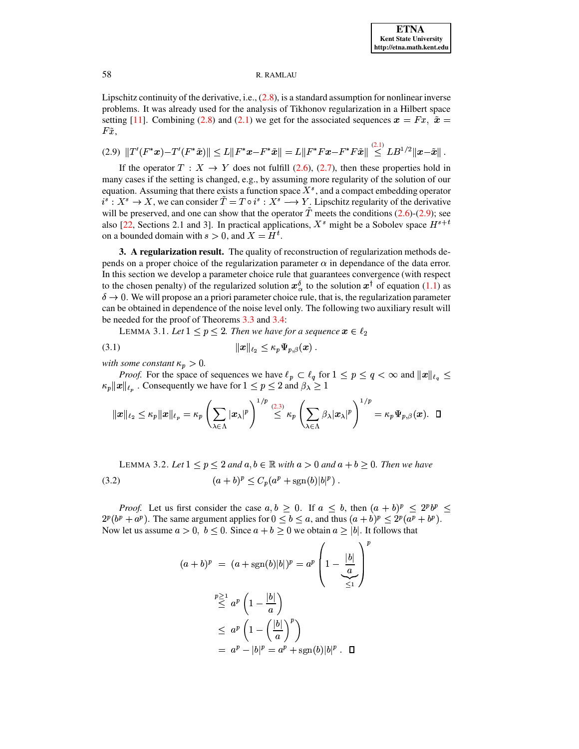Lipschitz continuity of the derivative, i.e., (2.8), is a standard assumption for nonlinear inverse problems. It was already used for the analysis of Tikhonov regularization in a Hilbert space setting [11]. Combining (2.8) and (2.1) we get for the associated sequences $\boldsymbol{x} = Fx,\ \tilde{\boldsymbol{x}} = F\tilde{x}$,

$$
(2.9)\quad \|T'(F^*\boldsymbol{x}) - T'(F^*\tilde{\boldsymbol{x}})\| \le L\|F^*\boldsymbol{x} - F^*\tilde{\boldsymbol{x}}\| = L\|F^*Fx - F^*F\tilde{x}\| \overset{(2.1)}{\le} LB^{1/2}\|\boldsymbol{x} - \tilde{\boldsymbol{x}}\| .
$$

If the operator $T : X \to Y$ does not fulfill (2.6), (2.7), then these properties hold in many cases if the setting is changed, e.g., by assuming more regularity of the solution of our equation. Assuming that there exists a function space $X^s$, and a compact embedding operator $i^s : X^s \to X$, we can consider $\tilde{T} = T \circ i^s : X^s \longrightarrow Y$. Lipschitz regularity of the derivative will be preserved, and one can show that the operator $\tilde{T}$ meets the conditions (2.6)-(2.9); see also [22, Sections 2.1 and 3]. In practical applications, $X^s$ might be a Sobolev space $H^{s+t}$ on a bounded domain with $s > 0$, and $X = H^t$.

## 3. A regularization result.

The quality of reconstruction of regularization methods depends on a proper choice of the regularization parameter $\alpha$ in dependance of the data error. In this section we develop a parameter choice rule that guarantees convergence (with respect to the chosen penalty) of the regularized solution $\boldsymbol{x}_\alpha^\delta$ to the solution $\boldsymbol{x}^\dagger$ of equation (1.1) as $\delta \to 0$. We will propose an a priori parameter choice rule, that is, the regularization parameter can be obtained in dependence of the noise level only. The following two auxiliary result will be needed for the proof of Theorems 3.3 and 3.4:

LEMMA 3.1. *Let $1 \le p \le 2$. Then we have for a sequence $\boldsymbol{x} \in \ell_2$*

$$
(3.1)\qquad \|\boldsymbol{x}\|_{\ell_2} \le \kappa_p \Psi_{p,\beta}(\boldsymbol{x}) .
$$

*with some constant $\kappa_p > 0$.*

*Proof.* For the space of sequences we have $\ell_p \subset \ell_q$ for $1 \le p \le q < \infty$ and $\|\boldsymbol{x}\|_{\ell_q} \le \kappa_p \|\boldsymbol{x}\|_{\ell_p}$. Consequently we have for $1 \le p \le 2$ and $\beta_\lambda \ge 1$

$$
\|\boldsymbol{x}\|_{\ell_2} \le \kappa_p \|\boldsymbol{x}\|_{\ell_p} = \kappa_p \left( \sum_{\lambda \in \Lambda} |\boldsymbol{x}_\lambda|^p \right)^{1/p} \overset{(2.3)}{\le} \kappa_p \left( \sum_{\lambda \in \Lambda} \beta_\lambda |\boldsymbol{x}_\lambda|^p \right)^{1/p} = \kappa_p \Psi_{p,\beta}(\boldsymbol{x}). \quad \square
$$

LEMMA 3.2. *Let $1 \le p \le 2$ and $a, b \in \mathbb{R}$ with $a > 0$ and $a + b \ge 0$. Then we have*

$$
(3.2)\qquad (a+b)^p \le C_p (a^p + \operatorname{sgn}(b)|b|^p) .
$$

*Proof.* Let us first consider the case $a, b \ge 0$. If $a \le b$, then $(a+b)^p \le 2^p b^p \le 2^p (b^p + a^p)$. The same argument applies for $0 \le b \le a$, and thus $(a+b)^p \le 2^p (a^p + b^p)$. Now let us assume $a > 0,\ b \le 0$. Since $a + b \ge 0$ we obtain $a \ge |b|$. It follows that

$$
\begin{aligned}
(a+b)^p &= (a + \operatorname{sgn}(b)|b|)^p = a^p \Bigg( 1 - \underbrace{\frac{|b|}{a}}_{\le 1} \Bigg)^p \\
&\overset{p \ge 1}{\le} a^p \left( 1 - \frac{|b|}{a} \right) \\
&\le a^p \left( 1 - \left( \frac{|b|}{a} \right)^p \right) \\
&= a^p - |b|^p = a^p + \operatorname{sgn}(b)|b|^p . \quad \square
\end{aligned}
$$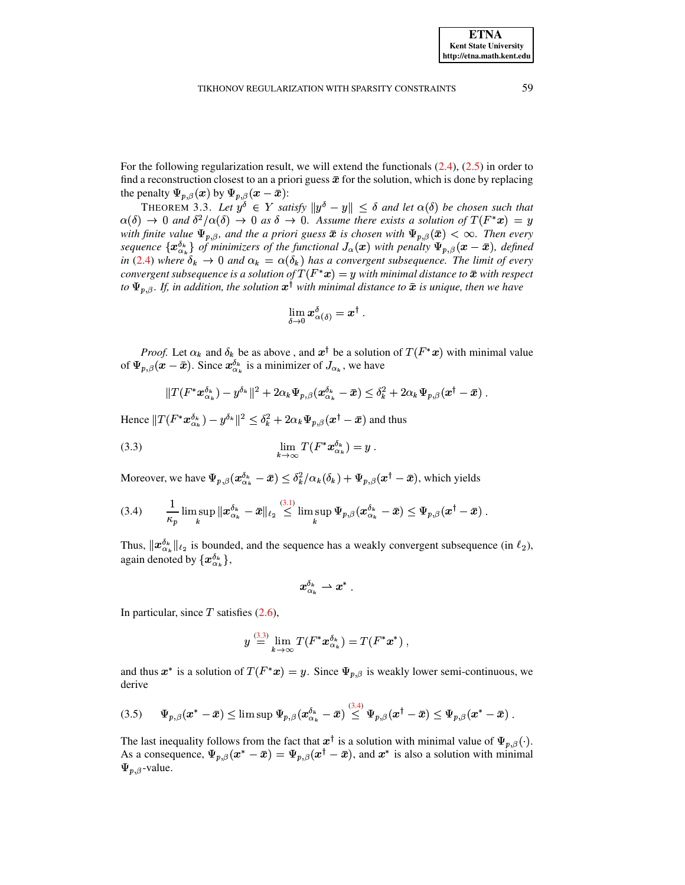For the following regularization result, we will extend the functionals (2.4), (2.5) in order to find a reconstruction closest to an a priori guess $\bar{\boldsymbol{x}}$ for the solution, which is done by replacing the penalty $\Psi_{p,\beta}(\boldsymbol{x})$ by $\Psi_{p,\beta}(\boldsymbol{x}-\bar{\boldsymbol{x}})$:

THEOREM 3.3. *Let $y^\delta \in Y$ satisfy $\|y^\delta - y\| \leq \delta$ and let $\alpha(\delta)$ be chosen such that $\alpha(\delta) \to 0$ and $\delta^2/\alpha(\delta) \to 0$ as $\delta \to 0$. Assume there exists a solution of $T(F^*\boldsymbol{x}) = y$ with finite value $\Psi_{p,\beta}$, and the a priori guess $\bar{\boldsymbol{x}}$ is chosen with $\Psi_{p,\beta}(\bar{\boldsymbol{x}}) < \infty$. Then every sequence $\{\boldsymbol{x}_{\alpha_k}^{\delta_k}\}$ of minimizers of the functional $J_\alpha(\boldsymbol{x})$ with penalty $\Psi_{p,\beta}(\boldsymbol{x}-\bar{\boldsymbol{x}})$, defined in (2.4) where $\delta_k \to 0$ and $\alpha_k = \alpha(\delta_k)$ has a convergent subsequence. The limit of every convergent subsequence is a solution of $T(F^*\boldsymbol{x}) = y$ with minimal distance to $\bar{\boldsymbol{x}}$ with respect to $\Psi_{p,\beta}$. If, in addition, the solution $\boldsymbol{x}^\dagger$ with minimal distance to $\bar{\boldsymbol{x}}$ is unique, then we have*

$$\lim_{\delta \to 0} \boldsymbol{x}_{\alpha(\delta)}^{\delta} = \boldsymbol{x}^\dagger \, .$$

*Proof.* Let $\alpha_k$ and $\delta_k$ be as above , and $\boldsymbol{x}^\dagger$ be a solution of $T(F^*\boldsymbol{x})$ with minimal value of $\Psi_{p,\beta}(\boldsymbol{x}-\bar{\boldsymbol{x}})$. Since $\boldsymbol{x}_{\alpha_k}^{\delta_k}$ is a minimizer of $J_{\alpha_k}$, we have

$$\|T(F^*\boldsymbol{x}_{\alpha_k}^{\delta_k}) - y^{\delta_k}\|^2 + 2\alpha_k \Psi_{p,\beta}(\boldsymbol{x}_{\alpha_k}^{\delta_k} - \bar{\boldsymbol{x}}) \leq \delta_k^2 + 2\alpha_k \Psi_{p,\beta}(\boldsymbol{x}^\dagger - \bar{\boldsymbol{x}}) \, .$$

Hence $\|T(F^*\boldsymbol{x}_{\alpha_k}^{\delta_k}) - y^{\delta_k}\|^2 \leq \delta_k^2 + 2\alpha_k \Psi_{p,\beta}(\boldsymbol{x}^\dagger - \bar{\boldsymbol{x}})$ and thus

$$\lim_{k\to\infty} T(F^*\boldsymbol{x}_{\alpha_k}^{\delta_k}) = y \, . \tag{3.3}$$

Moreover, we have $\Psi_{p,\beta}(\boldsymbol{x}_{\alpha_k}^{\delta_k} - \bar{\boldsymbol{x}}) \leq \delta_k^2/\alpha_k(\delta_k) + \Psi_{p,\beta}(\boldsymbol{x}^\dagger - \bar{\boldsymbol{x}})$, which yields

$$\frac{1}{\kappa_p} \limsup_k \|\boldsymbol{x}_{\alpha_k}^{\delta_k} - \bar{\boldsymbol{x}}\|_{\ell_2} \overset{(3.1)}{\leq} \limsup_k \Psi_{p,\beta}(\boldsymbol{x}_{\alpha_k}^{\delta_k} - \bar{\boldsymbol{x}}) \leq \Psi_{p,\beta}(\boldsymbol{x}^\dagger - \bar{\boldsymbol{x}}) \, . \tag{3.4}$$

Thus, $\|\boldsymbol{x}_{\alpha_k}^{\delta_k}\|_{\ell_2}$ is bounded, and the sequence has a weakly convergent subsequence (in $\ell_2$), again denoted by $\{\boldsymbol{x}_{\alpha_k}^{\delta_k}\}$,

$$\boldsymbol{x}_{\alpha_k}^{\delta_k} \rightharpoonup \boldsymbol{x}^* \, .$$

In particular, since $T$ satisfies (2.6),

$$y \overset{(3.3)}{=} \lim_{k\to\infty} T(F^*\boldsymbol{x}_{\alpha_k}^{\delta_k}) = T(F^*\boldsymbol{x}^*) \, ,$$

and thus $\boldsymbol{x}^*$ is a solution of $T(F^*\boldsymbol{x}) = y$. Since $\Psi_{p,\beta}$ is weakly lower semi-continuous, we derive

$$\Psi_{p,\beta}(\boldsymbol{x}^* - \bar{\boldsymbol{x}}) \leq \limsup \Psi_{p,\beta}(\boldsymbol{x}_{\alpha_k}^{\delta_k} - \bar{\boldsymbol{x}}) \overset{(3.4)}{\leq} \Psi_{p,\beta}(\boldsymbol{x}^\dagger - \bar{\boldsymbol{x}}) \leq \Psi_{p,\beta}(\boldsymbol{x}^* - \bar{\boldsymbol{x}}) \, . \tag{3.5}$$

The last inequality follows from the fact that $\boldsymbol{x}^\dagger$ is a solution with minimal value of $\Psi_{p,\beta}(\cdot)$. As a consequence, $\Psi_{p,\beta}(\boldsymbol{x}^* - \bar{\boldsymbol{x}}) = \Psi_{p,\beta}(\boldsymbol{x}^\dagger - \bar{\boldsymbol{x}})$, and $\boldsymbol{x}^*$ is also a solution with minimal $\Psi_{p,\beta}$-value.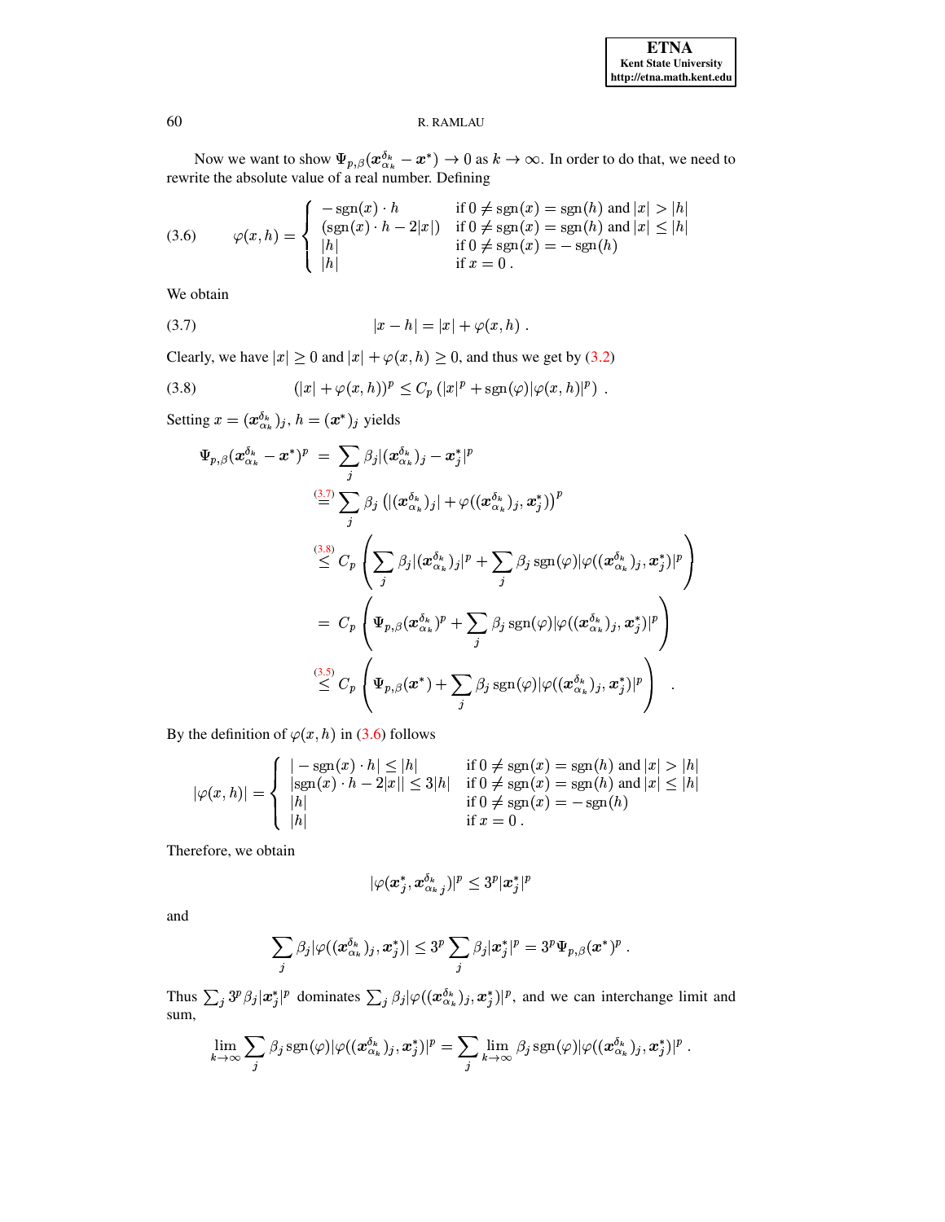Now we want to show $\Psi_{p,\beta}(\boldsymbol{x}_{\alpha_k}^{\delta_k} - \boldsymbol{x}^*) \to 0$ as $k \to \infty$. In order to do that, we need to rewrite the absolute value of a real number. Defining

$$
\varphi(x,h) = \begin{cases} -\operatorname{sgn}(x)\cdot h & \text{if } 0 \neq \operatorname{sgn}(x) = \operatorname{sgn}(h) \text{ and } |x| > |h| \\ (\operatorname{sgn}(x)\cdot h - 2|x|) & \text{if } 0 \neq \operatorname{sgn}(x) = \operatorname{sgn}(h) \text{ and } |x| \leq |h| \\ |h| & \text{if } 0 \neq \operatorname{sgn}(x) = -\operatorname{sgn}(h) \\ |h| & \text{if } x = 0\,. \end{cases} \tag{3.6}
$$

We obtain

$$
|x - h| = |x| + \varphi(x,h)\;. \tag{3.7}
$$

Clearly, we have $|x| \geq 0$ and $|x| + \varphi(x,h) \geq 0$, and thus we get by (3.2)

$$
(|x| + \varphi(x,h))^p \leq C_p\left(|x|^p + \operatorname{sgn}(\varphi)|\varphi(x,h)|^p\right)\;. \tag{3.8}
$$

Setting $x = (\boldsymbol{x}_{\alpha_k}^{\delta_k})_j$, $h = (\boldsymbol{x}^*)_j$ yields

$$
\begin{aligned}
\Psi_{p,\beta}(\boldsymbol{x}_{\alpha_k}^{\delta_k} - \boldsymbol{x}^*)^p &= \sum_j \beta_j |(\boldsymbol{x}_{\alpha_k}^{\delta_k})_j - \boldsymbol{x}_j^*|^p \\
&\overset{(3.7)}{=} \sum_j \beta_j \left(|(\boldsymbol{x}_{\alpha_k}^{\delta_k})_j| + \varphi((\boldsymbol{x}_{\alpha_k}^{\delta_k})_j, \boldsymbol{x}_j^*)\right)^p \\
&\overset{(3.8)}{\leq} C_p\left(\sum_j \beta_j |(\boldsymbol{x}_{\alpha_k}^{\delta_k})_j|^p + \sum_j \beta_j \operatorname{sgn}(\varphi)|\varphi((\boldsymbol{x}_{\alpha_k}^{\delta_k})_j, \boldsymbol{x}_j^*)|^p\right) \\
&= C_p\left(\Psi_{p,\beta}(\boldsymbol{x}_{\alpha_k}^{\delta_k})^p + \sum_j \beta_j \operatorname{sgn}(\varphi)|\varphi((\boldsymbol{x}_{\alpha_k}^{\delta_k})_j, \boldsymbol{x}_j^*)|^p\right) \\
&\overset{(3.5)}{\leq} C_p\left(\Psi_{p,\beta}(\boldsymbol{x}^*) + \sum_j \beta_j \operatorname{sgn}(\varphi)|\varphi((\boldsymbol{x}_{\alpha_k}^{\delta_k})_j, \boldsymbol{x}_j^*)|^p\right)\;.
\end{aligned}
$$

By the definition of $\varphi(x,h)$ in (3.6) follows

$$
|\varphi(x,h)| = \begin{cases} |-\operatorname{sgn}(x)\cdot h| \leq |h| & \text{if } 0 \neq \operatorname{sgn}(x) = \operatorname{sgn}(h) \text{ and } |x| > |h| \\ |\operatorname{sgn}(x)\cdot h - 2|x|| \leq 3|h| & \text{if } 0 \neq \operatorname{sgn}(x) = \operatorname{sgn}(h) \text{ and } |x| \leq |h| \\ |h| & \text{if } 0 \neq \operatorname{sgn}(x) = -\operatorname{sgn}(h) \\ |h| & \text{if } x = 0\,. \end{cases}
$$

Therefore, we obtain

$$
|\varphi(\boldsymbol{x}_j^*, \boldsymbol{x}_{\alpha_k\, j}^{\delta_k})|^p \leq 3^p |\boldsymbol{x}_j^*|^p
$$

and

$$
\sum_j \beta_j |\varphi((\boldsymbol{x}_{\alpha_k}^{\delta_k})_j, \boldsymbol{x}_j^*)| \leq 3^p \sum_j \beta_j |\boldsymbol{x}_j^*|^p = 3^p \Psi_{p,\beta}(\boldsymbol{x}^*)^p\;.
$$

Thus $\sum_j 3^p \beta_j |\boldsymbol{x}_j^*|^p$ dominates $\sum_j \beta_j |\varphi((\boldsymbol{x}_{\alpha_k}^{\delta_k})_j, \boldsymbol{x}_j^*)|^p$, and we can interchange limit and sum,

$$
\lim_{k\to\infty} \sum_j \beta_j \operatorname{sgn}(\varphi)|\varphi((\boldsymbol{x}_{\alpha_k}^{\delta_k})_j, \boldsymbol{x}_j^*)|^p = \sum_j \lim_{k\to\infty} \beta_j \operatorname{sgn}(\varphi)|\varphi((\boldsymbol{x}_{\alpha_k}^{\delta_k})_j, \boldsymbol{x}_j^*)|^p\;.
$$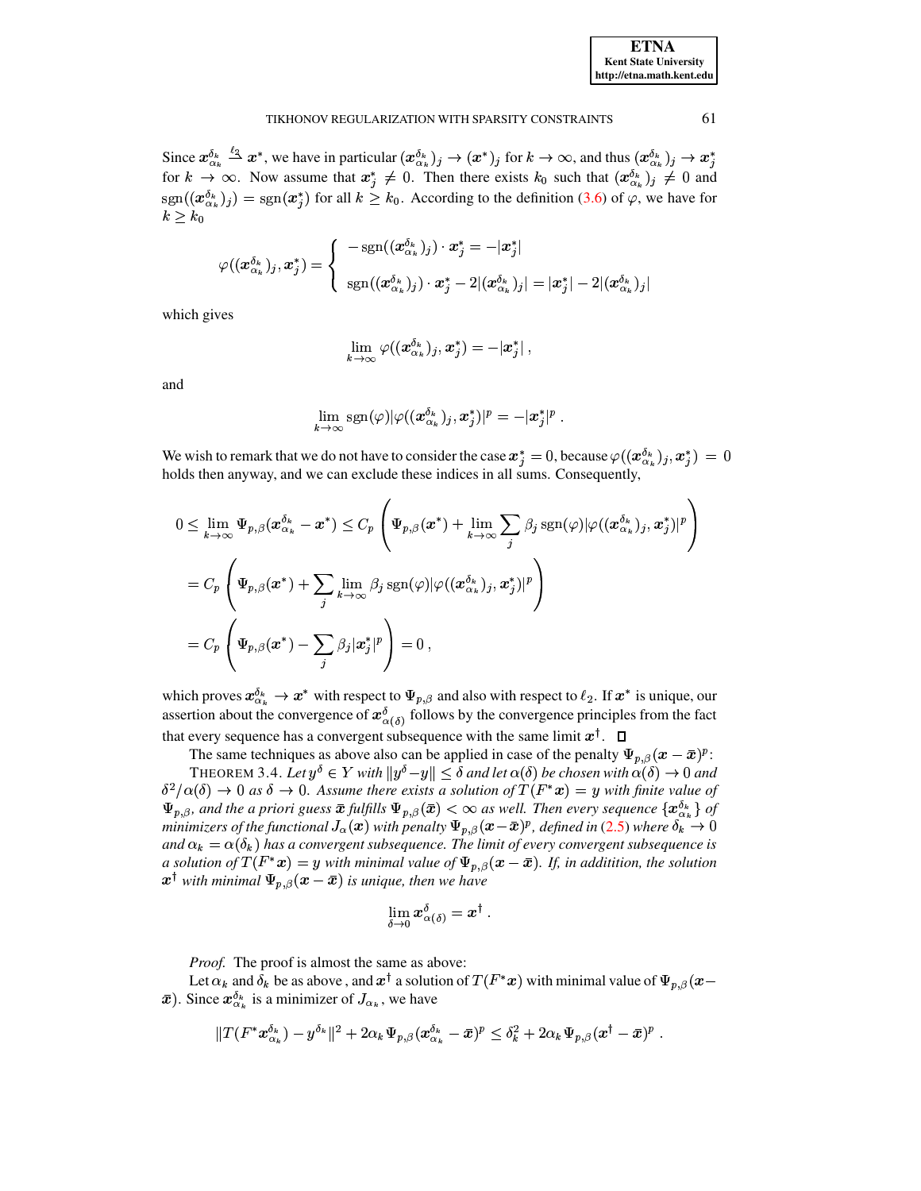Since $\boldsymbol{x}_{\alpha_k}^{\delta_k} \xrightarrow{\ell_2} \boldsymbol{x}^*$, we have in particular $(\boldsymbol{x}_{\alpha_k}^{\delta_k})_j \to (\boldsymbol{x}^*)_j$ for $k \to \infty$, and thus $(\boldsymbol{x}_{\alpha_k}^{\delta_k})_j \to \boldsymbol{x}_j^*$ for $k \to \infty$. Now assume that $\boldsymbol{x}_j^* \neq 0$. Then there exists $k_0$ such that $(\boldsymbol{x}_{\alpha_k}^{\delta_k})_j \neq 0$ and $\operatorname{sgn}((\boldsymbol{x}_{\alpha_k}^{\delta_k})_j) = \operatorname{sgn}(\boldsymbol{x}_j^*)$ for all $k \geq k_0$. According to the definition (3.6) of $\varphi$, we have for $k \geq k_0$

$$\varphi((\boldsymbol{x}_{\alpha_k}^{\delta_k})_j, \boldsymbol{x}_j^*) = \begin{cases} -\operatorname{sgn}((\boldsymbol{x}_{\alpha_k}^{\delta_k})_j) \cdot \boldsymbol{x}_j^* = -|\boldsymbol{x}_j^*| \\ \operatorname{sgn}((\boldsymbol{x}_{\alpha_k}^{\delta_k})_j) \cdot \boldsymbol{x}_j^* - 2|(\boldsymbol{x}_{\alpha_k}^{\delta_k})_j| = |\boldsymbol{x}_j^*| - 2|(\boldsymbol{x}_{\alpha_k}^{\delta_k})_j| \end{cases}$$

which gives

$$\lim_{k\to\infty} \varphi((\boldsymbol{x}_{\alpha_k}^{\delta_k})_j, \boldsymbol{x}_j^*) = -|\boldsymbol{x}_j^*|\,,$$

and

$$\lim_{k\to\infty} \operatorname{sgn}(\varphi)|\varphi((\boldsymbol{x}_{\alpha_k}^{\delta_k})_j, \boldsymbol{x}_j^*)|^p = -|\boldsymbol{x}_j^*|^p\,.$$

We wish to remark that we do not have to consider the case $\boldsymbol{x}_j^* = 0$, because $\varphi((\boldsymbol{x}_{\alpha_k}^{\delta_k})_j, \boldsymbol{x}_j^*) = 0$ holds then anyway, and we can exclude these indices in all sums. Consequently,

$$\begin{aligned}
0 \leq \lim_{k\to\infty} \Psi_{p,\beta}(\boldsymbol{x}_{\alpha_k}^{\delta_k} - \boldsymbol{x}^*) &\leq C_p \left( \Psi_{p,\beta}(\boldsymbol{x}^*) + \lim_{k\to\infty} \sum_j \beta_j \operatorname{sgn}(\varphi)|\varphi((\boldsymbol{x}_{\alpha_k}^{\delta_k})_j, \boldsymbol{x}_j^*)|^p \right) \\
&= C_p \left( \Psi_{p,\beta}(\boldsymbol{x}^*) + \sum_j \lim_{k\to\infty} \beta_j \operatorname{sgn}(\varphi)|\varphi((\boldsymbol{x}_{\alpha_k}^{\delta_k})_j, \boldsymbol{x}_j^*)|^p \right) \\
&= C_p \left( \Psi_{p,\beta}(\boldsymbol{x}^*) - \sum_j \beta_j |\boldsymbol{x}_j^*|^p \right) = 0\,,
\end{aligned}$$

which proves $\boldsymbol{x}_{\alpha_k}^{\delta_k} \to \boldsymbol{x}^*$ with respect to $\Psi_{p,\beta}$ and also with respect to $\ell_2$. If $\boldsymbol{x}^*$ is unique, our assertion about the convergence of $\boldsymbol{x}_{\alpha(\delta)}^{\delta}$ follows by the convergence principles from the fact that every sequence has a convergent subsequence with the same limit $\boldsymbol{x}^\dagger$. ◻

The same techniques as above also can be applied in case of the penalty $\Psi_{p,\beta}(\boldsymbol{x} - \bar{\boldsymbol{x}})^p$:

THEOREM 3.4. *Let $y^\delta \in Y$ with $\|y^\delta - y\| \leq \delta$ and let $\alpha(\delta)$ be chosen with $\alpha(\delta) \to 0$ and $\delta^2/\alpha(\delta) \to 0$ as $\delta \to 0$. Assume there exists a solution of $T(F^*\boldsymbol{x}) = y$ with finite value of $\Psi_{p,\beta}$, and the a priori guess $\bar{\boldsymbol{x}}$ fulfills $\Psi_{p,\beta}(\bar{\boldsymbol{x}}) < \infty$ as well. Then every sequence $\{\boldsymbol{x}_{\alpha_k}^{\delta_k}\}$ of minimizers of the functional $J_\alpha(\boldsymbol{x})$ with penalty $\Psi_{p,\beta}(\boldsymbol{x} - \bar{\boldsymbol{x}})^p$, defined in (2.5) where $\delta_k \to 0$ and $\alpha_k = \alpha(\delta_k)$ has a convergent subsequence. The limit of every convergent subsequence is a solution of $T(F^*\boldsymbol{x}) = y$ with minimal value of $\Psi_{p,\beta}(\boldsymbol{x} - \bar{\boldsymbol{x}})$. If, in addititin, the solution $\boldsymbol{x}^\dagger$ with minimal $\Psi_{p,\beta}(\boldsymbol{x} - \bar{\boldsymbol{x}})$ is unique, then we have*

$$\lim_{\delta\to 0} \boldsymbol{x}_{\alpha(\delta)}^{\delta} = \boldsymbol{x}^\dagger\,.$$

*Proof.* The proof is almost the same as above:

Let $\alpha_k$ and $\delta_k$ be as above , and $\boldsymbol{x}^\dagger$ a solution of $T(F^*\boldsymbol{x})$ with minimal value of $\Psi_{p,\beta}(\boldsymbol{x} - \bar{\boldsymbol{x}})$. Since $\boldsymbol{x}_{\alpha_k}^{\delta_k}$ is a minimizer of $J_{\alpha_k}$, we have

$$\|T(F^*\boldsymbol{x}_{\alpha_k}^{\delta_k}) - y^{\delta_k}\|^2 + 2\alpha_k \Psi_{p,\beta}(\boldsymbol{x}_{\alpha_k}^{\delta_k} - \bar{\boldsymbol{x}})^p \leq \delta_k^2 + 2\alpha_k \Psi_{p,\beta}(\boldsymbol{x}^\dagger - \bar{\boldsymbol{x}})^p\,.$$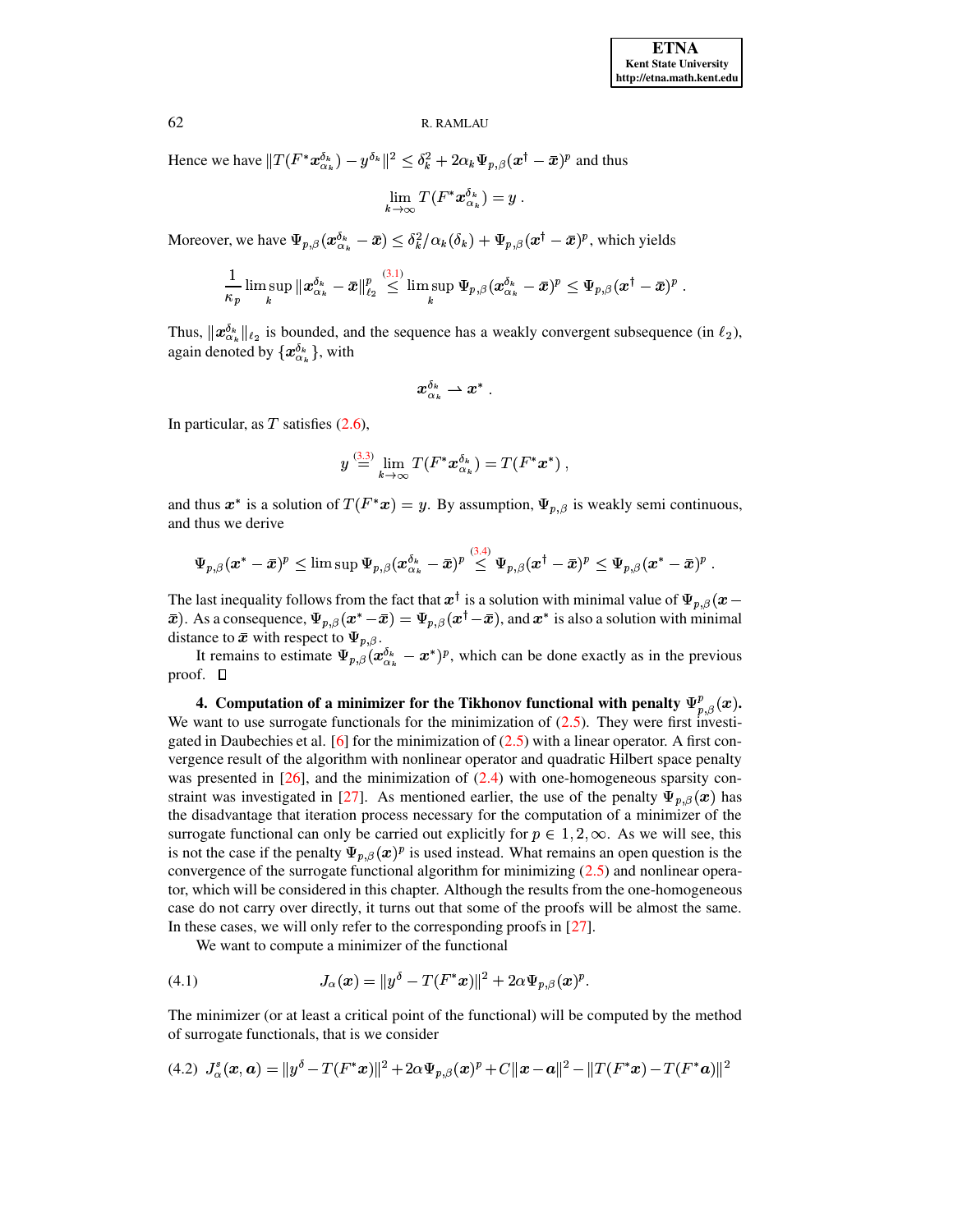Hence we have $\|T(F^* \boldsymbol{x}_{\alpha_k}^{\delta_k}) - y^{\delta_k}\|^2 \leq \delta_k^2 + 2\alpha_k \Psi_{p,\beta}(\boldsymbol{x}^\dagger - \bar{\boldsymbol{x}})^p$ and thus

$$\lim_{k\to\infty} T(F^* \boldsymbol{x}_{\alpha_k}^{\delta_k}) = y \, .$$

Moreover, we have $\Psi_{p,\beta}(\boldsymbol{x}_{\alpha_k}^{\delta_k} - \bar{\boldsymbol{x}}) \leq \delta_k^2/\alpha_k(\delta_k) + \Psi_{p,\beta}(\boldsymbol{x}^\dagger - \bar{\boldsymbol{x}})^p$, which yields

$$\frac{1}{\kappa_p} \limsup_k \|\boldsymbol{x}_{\alpha_k}^{\delta_k} - \bar{\boldsymbol{x}}\|_{\ell_2}^p \overset{(3.1)}{\leq} \limsup_k \Psi_{p,\beta}(\boldsymbol{x}_{\alpha_k}^{\delta_k} - \bar{\boldsymbol{x}})^p \leq \Psi_{p,\beta}(\boldsymbol{x}^\dagger - \bar{\boldsymbol{x}})^p \, .$$

Thus, $\|\boldsymbol{x}_{\alpha_k}^{\delta_k}\|_{\ell_2}$ is bounded, and the sequence has a weakly convergent subsequence (in $\ell_2$), again denoted by $\{\boldsymbol{x}_{\alpha_k}^{\delta_k}\}$, with

$$\boldsymbol{x}_{\alpha_k}^{\delta_k} \rightharpoonup \boldsymbol{x}^* \, .$$

In particular, as $T$ satisfies (2.6),

$$y \overset{(3.3)}{=} \lim_{k\to\infty} T(F^* \boldsymbol{x}_{\alpha_k}^{\delta_k}) = T(F^* \boldsymbol{x}^*) \, ,$$

and thus $\boldsymbol{x}^*$ is a solution of $T(F^* \boldsymbol{x}) = y$. By assumption, $\Psi_{p,\beta}$ is weakly semi continuous, and thus we derive

$$\Psi_{p,\beta}(\boldsymbol{x}^* - \bar{\boldsymbol{x}})^p \leq \limsup \Psi_{p,\beta}(\boldsymbol{x}_{\alpha_k}^{\delta_k} - \bar{\boldsymbol{x}})^p \overset{(3.4)}{\leq} \Psi_{p,\beta}(\boldsymbol{x}^\dagger - \bar{\boldsymbol{x}})^p \leq \Psi_{p,\beta}(\boldsymbol{x}^* - \bar{\boldsymbol{x}})^p \, .$$

The last inequality follows from the fact that $\boldsymbol{x}^\dagger$ is a solution with minimal value of $\Psi_{p,\beta}(\boldsymbol{x} - \bar{\boldsymbol{x}})$. As a consequence, $\Psi_{p,\beta}(\boldsymbol{x}^* - \bar{\boldsymbol{x}}) = \Psi_{p,\beta}(\boldsymbol{x}^\dagger - \bar{\boldsymbol{x}})$, and $\boldsymbol{x}^*$ is also a solution with minimal distance to $\bar{\boldsymbol{x}}$ with respect to $\Psi_{p,\beta}$.

It remains to estimate $\Psi_{p,\beta}(\boldsymbol{x}_{\alpha_k}^{\delta_k} - \boldsymbol{x}^*)^p$, which can be done exactly as in the previous proof. □

## 4. Computation of a minimizer for the Tikhonov functional with penalty $\Psi_{p,\beta}^p(\boldsymbol{x})$.

We want to use surrogate functionals for the minimization of (2.5). They were first investigated in Daubechies et al. [6] for the minimization of (2.5) with a linear operator. A first convergence result of the algorithm with nonlinear operator and quadratic Hilbert space penalty was presented in [26], and the minimization of (2.4) with one-homogeneous sparsity constraint was investigated in [27]. As mentioned earlier, the use of the penalty $\Psi_{p,\beta}(\boldsymbol{x})$ has the disadvantage that iteration process necessary for the computation of a minimizer of the surrogate functional can only be carried out explicitly for $p \in 1, 2, \infty$. As we will see, this is not the case if the penalty $\Psi_{p,\beta}(\boldsymbol{x})^p$ is used instead. What remains an open question is the convergence of the surrogate functional algorithm for minimizing (2.5) and nonlinear operator, which will be considered in this chapter. Although the results from the one-homogeneous case do not carry over directly, it turns out that some of the proofs will be almost the same. In these cases, we will only refer to the corresponding proofs in [27].

We want to compute a minimizer of the functional

$$J_\alpha(\boldsymbol{x}) = \|y^\delta - T(F^* \boldsymbol{x})\|^2 + 2\alpha \Psi_{p,\beta}(\boldsymbol{x})^p. \tag{4.1}$$

The minimizer (or at least a critical point of the functional) will be computed by the method of surrogate functionals, that is we consider

$$J_\alpha^s(\boldsymbol{x}, \boldsymbol{a}) = \|y^\delta - T(F^* \boldsymbol{x})\|^2 + 2\alpha \Psi_{p,\beta}(\boldsymbol{x})^p + C\|\boldsymbol{x} - \boldsymbol{a}\|^2 - \|T(F^* \boldsymbol{x}) - T(F^* \boldsymbol{a})\|^2 \tag{4.2}$$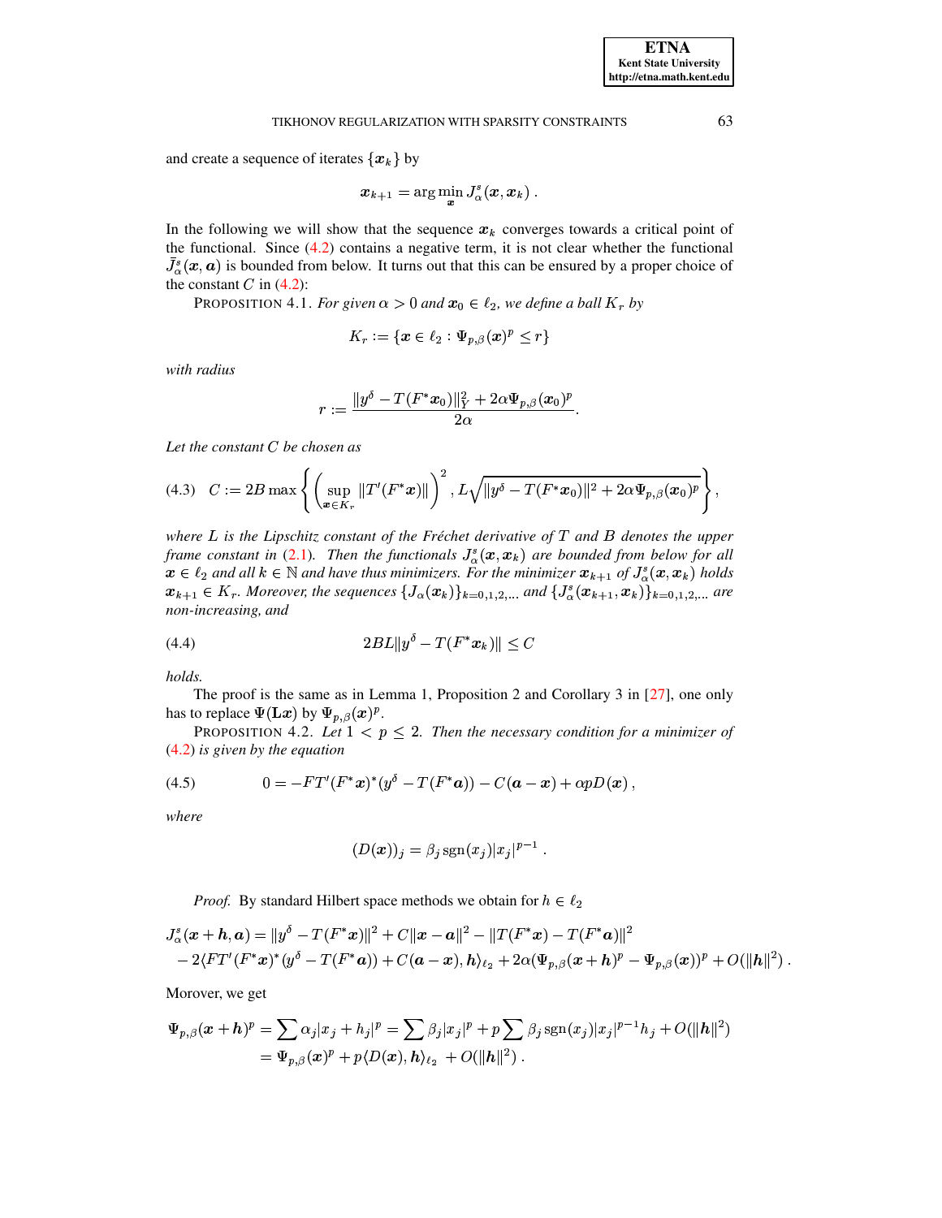and create a sequence of iterates $\{\boldsymbol{x}_k\}$ by

$$\boldsymbol{x}_{k+1} = \arg\min_{\boldsymbol{x}} J_\alpha^s(\boldsymbol{x}, \boldsymbol{x}_k) \, .$$

In the following we will show that the sequence $\boldsymbol{x}_k$ converges towards a critical point of the functional. Since (4.2) contains a negative term, it is not clear whether the functional $\bar{J}_\alpha^s(\boldsymbol{x}, \boldsymbol{a})$ is bounded from below. It turns out that this can be ensured by a proper choice of the constant $C$ in (4.2):

PROPOSITION 4.1. *For given $\alpha > 0$ and $\boldsymbol{x}_0 \in \ell_2$, we define a ball $K_r$ by*

$$K_r := \{\boldsymbol{x} \in \ell_2 : \Psi_{p,\beta}(\boldsymbol{x})^p \le r\}$$

*with radius*

$$r := \frac{\|y^\delta - T(F^*\boldsymbol{x}_0)\|_Y^2 + 2\alpha \Psi_{p,\beta}(\boldsymbol{x}_0)^p}{2\alpha}.$$

*Let the constant $C$ be chosen as*

$$C := 2B \max\left\{ \left( \sup_{\boldsymbol{x} \in K_r} \|T'(F^*\boldsymbol{x})\| \right)^2, L\sqrt{\|y^\delta - T(F^*\boldsymbol{x}_0)\|^2 + 2\alpha \Psi_{p,\beta}(\boldsymbol{x}_0)^p} \right\}, \tag{4.3}$$

*where $L$ is the Lipschitz constant of the Fréchet derivative of $T$ and $B$ denotes the upper frame constant in (2.1). Then the functionals $J_\alpha^s(\boldsymbol{x}, \boldsymbol{x}_k)$ are bounded from below for all $\boldsymbol{x} \in \ell_2$ and all $k \in \mathbb{N}$ and have thus minimizers. For the minimizer $\boldsymbol{x}_{k+1}$ of $J_\alpha^s(\boldsymbol{x}, \boldsymbol{x}_k)$ holds $\boldsymbol{x}_{k+1} \in K_r$. Moreover, the sequences $\{J_\alpha(\boldsymbol{x}_k)\}_{k=0,1,2,\ldots}$ and $\{J_\alpha^s(\boldsymbol{x}_{k+1}, \boldsymbol{x}_k)\}_{k=0,1,2,\ldots}$ are non-increasing, and*

$$2BL\|y^\delta - T(F^*\boldsymbol{x}_k)\| \le C \tag{4.4}$$

*holds.*

The proof is the same as in Lemma 1, Proposition 2 and Corollary 3 in [27], one only has to replace $\Psi(\mathbf{L}\boldsymbol{x})$ by $\Psi_{p,\beta}(\boldsymbol{x})^p$.

PROPOSITION 4.2. *Let $1 < p \le 2$. Then the necessary condition for a minimizer of (4.2) is given by the equation*

$$0 = -FT'(F^*\boldsymbol{x})^*(y^\delta - T(F^*\boldsymbol{a})) - C(\boldsymbol{a} - \boldsymbol{x}) + \alpha p D(\boldsymbol{x}) \, , \tag{4.5}$$

*where*

$$(D(\boldsymbol{x}))_j = \beta_j \operatorname{sgn}(x_j)|x_j|^{p-1} \, .$$

*Proof.* By standard Hilbert space methods we obtain for $h \in \ell_2$

$$\begin{aligned}
J_\alpha^s(\boldsymbol{x} + \boldsymbol{h}, \boldsymbol{a}) &= \|y^\delta - T(F^*\boldsymbol{x})\|^2 + C\|\boldsymbol{x} - \boldsymbol{a}\|^2 - \|T(F^*\boldsymbol{x}) - T(F^*\boldsymbol{a})\|^2 \\
&\quad - 2\langle FT'(F^*\boldsymbol{x})^*(y^\delta - T(F^*\boldsymbol{a})) + C(\boldsymbol{a} - \boldsymbol{x}), \boldsymbol{h}\rangle_{\ell_2} + 2\alpha(\Psi_{p,\beta}(\boldsymbol{x} + \boldsymbol{h})^p - \Psi_{p,\beta}(\boldsymbol{x}))^p + O(\|\boldsymbol{h}\|^2) \, .
\end{aligned}$$

Morover, we get

$$\begin{aligned}
\Psi_{p,\beta}(\boldsymbol{x} + \boldsymbol{h})^p &= \sum \alpha_j |x_j + h_j|^p = \sum \beta_j |x_j|^p + p \sum \beta_j \operatorname{sgn}(x_j)|x_j|^{p-1} h_j + O(\|\boldsymbol{h}\|^2) \\
&= \Psi_{p,\beta}(\boldsymbol{x})^p + p\langle D(\boldsymbol{x}), \boldsymbol{h}\rangle_{\ell_2} + O(\|\boldsymbol{h}\|^2) \, .
\end{aligned}$$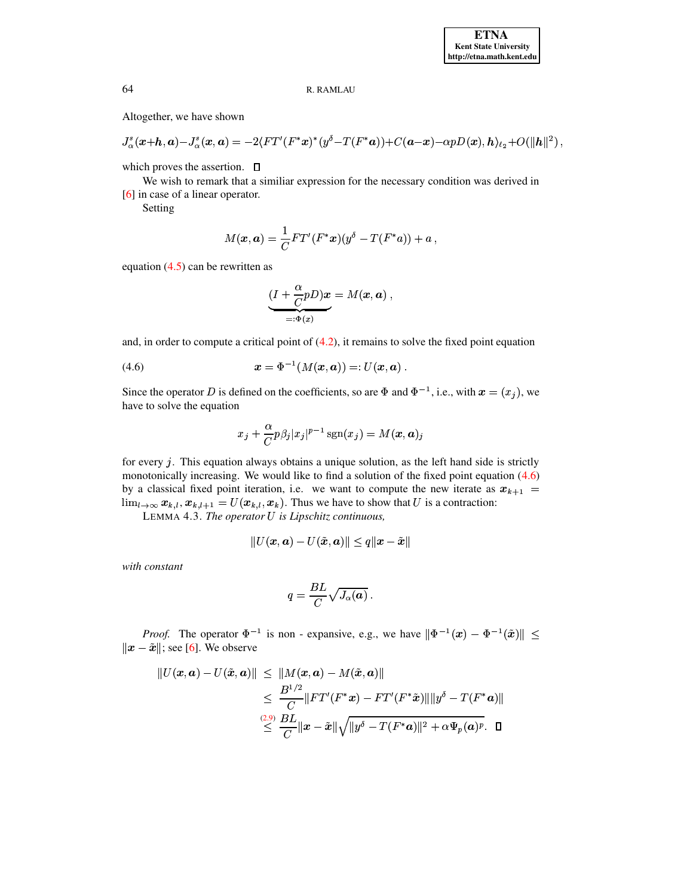Altogether, we have shown

$$J^s_\alpha(\boldsymbol{x}+\boldsymbol{h},\boldsymbol{a})-J^s_\alpha(\boldsymbol{x},\boldsymbol{a}) = -2\langle FT'(F^*\boldsymbol{x})^*(y^\delta - T(F^*\boldsymbol{a}))+C(\boldsymbol{a}-\boldsymbol{x})-\alpha pD(\boldsymbol{x}),\boldsymbol{h}\rangle_{\ell_2}+O(\|\boldsymbol{h}\|^2)\,,$$

which proves the assertion. $\square$

We wish to remark that a similiar expression for the necessary condition was derived in [6] in case of a linear operator.

Setting

$$M(\boldsymbol{x},\boldsymbol{a}) = \frac{1}{C}FT'(F^*\boldsymbol{x})(y^\delta - T(F^*a)) + a\,,$$

equation (4.5) can be rewritten as

$$\underbrace{(I+\frac{\alpha}{C}pD)\boldsymbol{x}}_{=:\Phi(x)} = M(\boldsymbol{x},\boldsymbol{a})\,,$$

and, in order to compute a critical point of (4.2), it remains to solve the fixed point equation

$$\boldsymbol{x} = \Phi^{-1}(M(\boldsymbol{x},\boldsymbol{a})) =: U(\boldsymbol{x},\boldsymbol{a})\,. \tag{4.6}$$

Since the operator $D$ is defined on the coefficients, so are $\Phi$ and $\Phi^{-1}$, i.e., with $\boldsymbol{x} = (x_j)$, we have to solve the equation

$$x_j + \frac{\alpha}{C}p\beta_j|x_j|^{p-1}\operatorname{sgn}(x_j) = M(\boldsymbol{x},\boldsymbol{a})_j$$

for every $j$. This equation always obtains a unique solution, as the left hand side is strictly monotonically increasing. We would like to find a solution of the fixed point equation (4.6) by a classical fixed point iteration, i.e. we want to compute the new iterate as $\boldsymbol{x}_{k+1} = \lim_{l\to\infty}\boldsymbol{x}_{k,l}$, $\boldsymbol{x}_{k,l+1} = U(\boldsymbol{x}_{k,l},\boldsymbol{x}_k)$. Thus we have to show that $U$ is a contraction:

LEMMA 4.3. *The operator $U$ is Lipschitz continuous,*

$$\|U(\boldsymbol{x},\boldsymbol{a}) - U(\tilde{\boldsymbol{x}},\boldsymbol{a})\| \le q\|\boldsymbol{x}-\tilde{\boldsymbol{x}}\|$$

*with constant*

$$q = \frac{BL}{C}\sqrt{J_\alpha(\boldsymbol{a})}\,.$$

*Proof.* The operator $\Phi^{-1}$ is non - expansive, e.g., we have $\|\Phi^{-1}(\boldsymbol{x}) - \Phi^{-1}(\tilde{\boldsymbol{x}})\| \le \|\boldsymbol{x}-\tilde{\boldsymbol{x}}\|$; see [6]. We observe

$$\begin{aligned}
\|U(\boldsymbol{x},\boldsymbol{a}) - U(\tilde{\boldsymbol{x}},\boldsymbol{a})\| &\le \|M(\boldsymbol{x},\boldsymbol{a}) - M(\tilde{\boldsymbol{x}},\boldsymbol{a})\| \\
&\le \frac{B^{1/2}}{C}\|FT'(F^*\boldsymbol{x}) - FT'(F^*\tilde{\boldsymbol{x}})\|\|y^\delta - T(F^*\boldsymbol{a})\| \\
&\overset{(2.9)}{\le} \frac{BL}{C}\|\boldsymbol{x}-\tilde{\boldsymbol{x}}\|\sqrt{\|y^\delta - T(F^*\boldsymbol{a})\|^2 + \alpha\Psi_p(\boldsymbol{a})^p}. \quad \square
\end{aligned}$$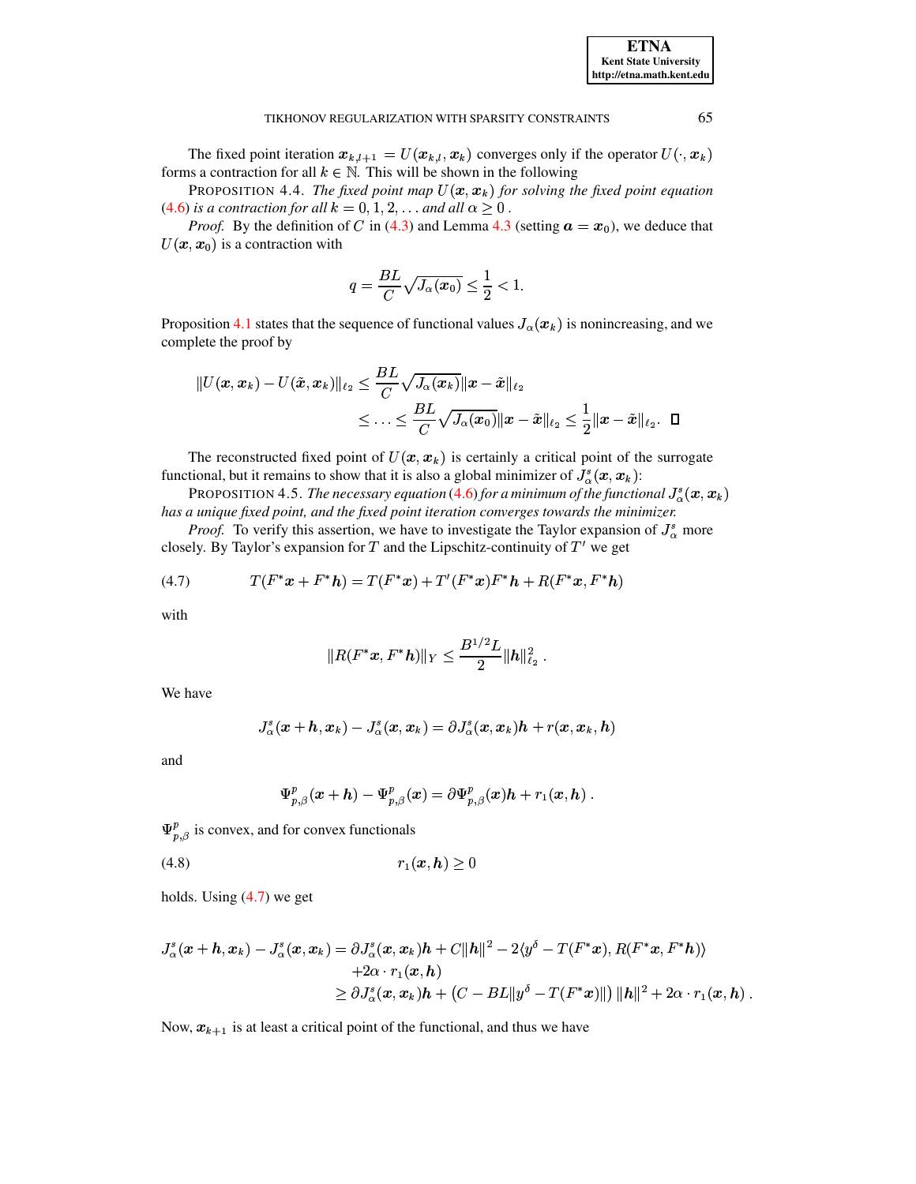The fixed point iteration $\boldsymbol{x}_{k,l+1} = U(\boldsymbol{x}_{k,l}, \boldsymbol{x}_k)$ converges only if the operator $U(\cdot, \boldsymbol{x}_k)$ forms a contraction for all $k \in \mathbb{N}$. This will be shown in the following

PROPOSITION 4.4. *The fixed point map $U(\boldsymbol{x}, \boldsymbol{x}_k)$ for solving the fixed point equation (4.6) is a contraction for all $k = 0, 1, 2, \ldots$ and all $\alpha \geq 0$.*

*Proof.* By the definition of $C$ in (4.3) and Lemma 4.3 (setting $\boldsymbol{a} = \boldsymbol{x}_0$), we deduce that $U(\boldsymbol{x}, \boldsymbol{x}_0)$ is a contraction with

$$q = \frac{BL}{C}\sqrt{J_\alpha(\boldsymbol{x}_0)} \leq \frac{1}{2} < 1.$$

Proposition 4.1 states that the sequence of functional values $J_\alpha(\boldsymbol{x}_k)$ is nonincreasing, and we complete the proof by

$$\begin{aligned}
\|U(\boldsymbol{x}, \boldsymbol{x}_k) - U(\tilde{\boldsymbol{x}}, \boldsymbol{x}_k)\|_{\ell_2} &\leq \frac{BL}{C}\sqrt{J_\alpha(\boldsymbol{x}_k)}\|\boldsymbol{x} - \tilde{\boldsymbol{x}}\|_{\ell_2} \\
&\leq \ldots \leq \frac{BL}{C}\sqrt{J_\alpha(\boldsymbol{x}_0)}\|\boldsymbol{x} - \tilde{\boldsymbol{x}}\|_{\ell_2} \leq \frac{1}{2}\|\boldsymbol{x} - \tilde{\boldsymbol{x}}\|_{\ell_2}. \quad \square
\end{aligned}$$

The reconstructed fixed point of $U(\boldsymbol{x}, \boldsymbol{x}_k)$ is certainly a critical point of the surrogate functional, but it remains to show that it is also a global minimizer of $J_\alpha^s(\boldsymbol{x}, \boldsymbol{x}_k)$:

PROPOSITION 4.5. *The necessary equation (4.6) for a minimum of the functional $J_\alpha^s(\boldsymbol{x}, \boldsymbol{x}_k)$ has a unique fixed point, and the fixed point iteration converges towards the minimizer.*

*Proof.* To verify this assertion, we have to investigate the Taylor expansion of $J_\alpha^s$ more closely. By Taylor's expansion for $T$ and the Lipschitz-continuity of $T'$ we get

$$T(F^*\boldsymbol{x} + F^*\boldsymbol{h}) = T(F^*\boldsymbol{x}) + T'(F^*\boldsymbol{x})F^*\boldsymbol{h} + R(F^*\boldsymbol{x}, F^*\boldsymbol{h}) \tag{4.7}$$

with

$$\|R(F^*\boldsymbol{x}, F^*\boldsymbol{h})\|_Y \leq \frac{B^{1/2}L}{2}\|\boldsymbol{h}\|_{\ell_2}^2 .$$

We have

$$J_\alpha^s(\boldsymbol{x} + \boldsymbol{h}, \boldsymbol{x}_k) - J_\alpha^s(\boldsymbol{x}, \boldsymbol{x}_k) = \partial J_\alpha^s(\boldsymbol{x}, \boldsymbol{x}_k)\boldsymbol{h} + r(\boldsymbol{x}, \boldsymbol{x}_k, \boldsymbol{h})$$

and

$$\Psi_{p,\beta}^p(\boldsymbol{x} + \boldsymbol{h}) - \Psi_{p,\beta}^p(\boldsymbol{x}) = \partial\Psi_{p,\beta}^p(\boldsymbol{x})\boldsymbol{h} + r_1(\boldsymbol{x}, \boldsymbol{h}) .$$

$\Psi_{p,\beta}^p$ is convex, and for convex functionals

$$r_1(\boldsymbol{x}, \boldsymbol{h}) \geq 0 \tag{4.8}$$

holds. Using (4.7) we get

$$\begin{aligned}
J_\alpha^s(\boldsymbol{x} + \boldsymbol{h}, \boldsymbol{x}_k) - J_\alpha^s(\boldsymbol{x}, \boldsymbol{x}_k) &= \partial J_\alpha^s(\boldsymbol{x}, \boldsymbol{x}_k)\boldsymbol{h} + C\|\boldsymbol{h}\|^2 - 2\langle y^\delta - T(F^*\boldsymbol{x}), R(F^*\boldsymbol{x}, F^*\boldsymbol{h})\rangle \\
&\quad + 2\alpha \cdot r_1(\boldsymbol{x}, \boldsymbol{h}) \\
&\geq \partial J_\alpha^s(\boldsymbol{x}, \boldsymbol{x}_k)\boldsymbol{h} + \left(C - BL\|y^\delta - T(F^*\boldsymbol{x})\|\right)\|\boldsymbol{h}\|^2 + 2\alpha \cdot r_1(\boldsymbol{x}, \boldsymbol{h}) .
\end{aligned}$$

Now, $\boldsymbol{x}_{k+1}$ is at least a critical point of the functional, and thus we have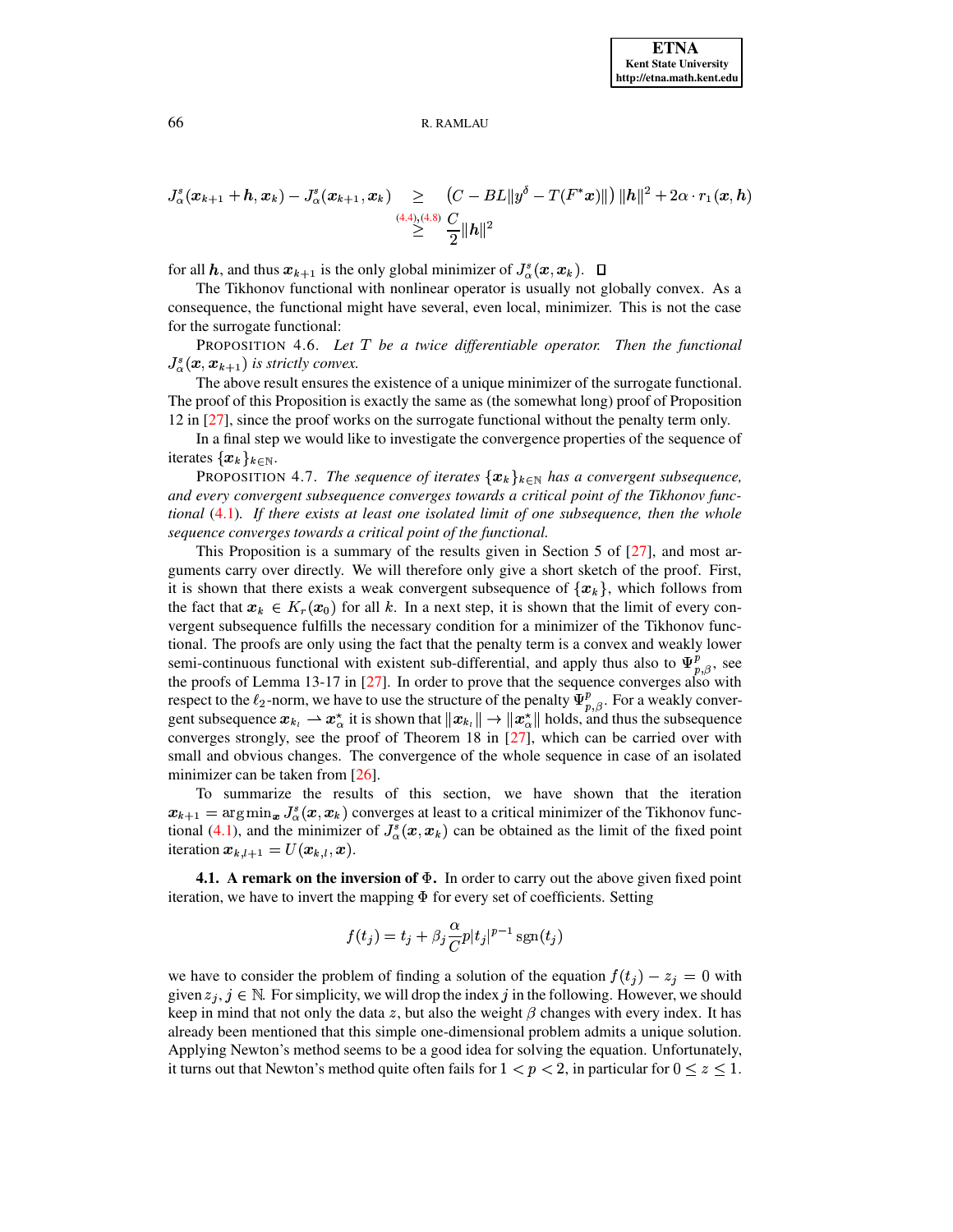$$
\begin{aligned}
J_\alpha^s(\boldsymbol{x}_{k+1}+\boldsymbol{h},\boldsymbol{x}_k) - J_\alpha^s(\boldsymbol{x}_{k+1},\boldsymbol{x}_k) \quad &\geq \quad \left(C - BL\|y^\delta - T(F^*\boldsymbol{x})\|\right)\|\boldsymbol{h}\|^2 + 2\alpha\cdot r_1(\boldsymbol{x},\boldsymbol{h}) \\
&\overset{(4.4),(4.8)}{\geq} \quad \frac{C}{2}\|\boldsymbol{h}\|^2
\end{aligned}
$$

for all $\boldsymbol{h}$, and thus $\boldsymbol{x}_{k+1}$ is the only global minimizer of $J_\alpha^s(\boldsymbol{x},\boldsymbol{x}_k)$. $\square$

The Tikhonov functional with nonlinear operator is usually not globally convex. As a consequence, the functional might have several, even local, minimizer. This is not the case for the surrogate functional:

PROPOSITION 4.6. *Let $T$ be a twice differentiable operator. Then the functional $J_\alpha^s(\boldsymbol{x},\boldsymbol{x}_{k+1})$ is strictly convex.*

The above result ensures the existence of a unique minimizer of the surrogate functional. The proof of this Proposition is exactly the same as (the somewhat long) proof of Proposition 12 in [27], since the proof works on the surrogate functional without the penalty term only.

In a final step we would like to investigate the convergence properties of the sequence of iterates $\{\boldsymbol{x}_k\}_{k\in\mathbb{N}}$.

PROPOSITION 4.7. *The sequence of iterates $\{\boldsymbol{x}_k\}_{k\in\mathbb{N}}$ has a convergent subsequence, and every convergent subsequence converges towards a critical point of the Tikhonov functional (4.1). If there exists at least one isolated limit of one subsequence, then the whole sequence converges towards a critical point of the functional.*

This Proposition is a summary of the results given in Section 5 of [27], and most arguments carry over directly. We will therefore only give a short sketch of the proof. First, it is shown that there exists a weak convergent subsequence of $\{\boldsymbol{x}_k\}$, which follows from the fact that $\boldsymbol{x}_k \in K_r(\boldsymbol{x}_0)$ for all $k$. In a next step, it is shown that the limit of every convergent subsequence fulfills the necessary condition for a minimizer of the Tikhonov functional. The proofs are only using the fact that the penalty term is a convex and weakly lower semi-continuous functional with existent sub-differential, and apply thus also to $\Psi_{p,\beta}^p$, see the proofs of Lemma 13-17 in [27]. In order to prove that the sequence converges also with respect to the $\ell_2$-norm, we have to use the structure of the penalty $\Psi_{p,\beta}^p$. For a weakly convergent subsequence $\boldsymbol{x}_{k_i} \rightharpoonup \boldsymbol{x}_\alpha^\star$ it is shown that $\|\boldsymbol{x}_{k_i}\| \to \|\boldsymbol{x}_\alpha^\star\|$ holds, and thus the subsequence converges strongly, see the proof of Theorem 18 in [27], which can be carried over with small and obvious changes. The convergence of the whole sequence in case of an isolated minimizer can be taken from [26].

To summarize the results of this section, we have shown that the iteration $\boldsymbol{x}_{k+1} = \arg\min_{\boldsymbol{x}} J_\alpha^s(\boldsymbol{x},\boldsymbol{x}_k)$ converges at least to a critical minimizer of the Tikhonov functional (4.1), and the minimizer of $J_\alpha^s(\boldsymbol{x},\boldsymbol{x}_k)$ can be obtained as the limit of the fixed point iteration $\boldsymbol{x}_{k,l+1} = U(\boldsymbol{x}_{k,l},\boldsymbol{x})$.

**4.1. A remark on the inversion of $\Phi$.** In order to carry out the above given fixed point iteration, we have to invert the mapping $\Phi$ for every set of coefficients. Setting

$$
f(t_j) = t_j + \beta_j \frac{\alpha}{C} p |t_j|^{p-1}\operatorname{sgn}(t_j)
$$

we have to consider the problem of finding a solution of the equation $f(t_j) - z_j = 0$ with given $z_j$, $j \in \mathbb{N}$. For simplicity, we will drop the index $j$ in the following. However, we should keep in mind that not only the data $z$, but also the weight $\beta$ changes with every index. It has already been mentioned that this simple one-dimensional problem admits a unique solution. Applying Newton's method seems to be a good idea for solving the equation. Unfortunately, it turns out that Newton's method quite often fails for $1 < p < 2$, in particular for $0 \leq z \leq 1$.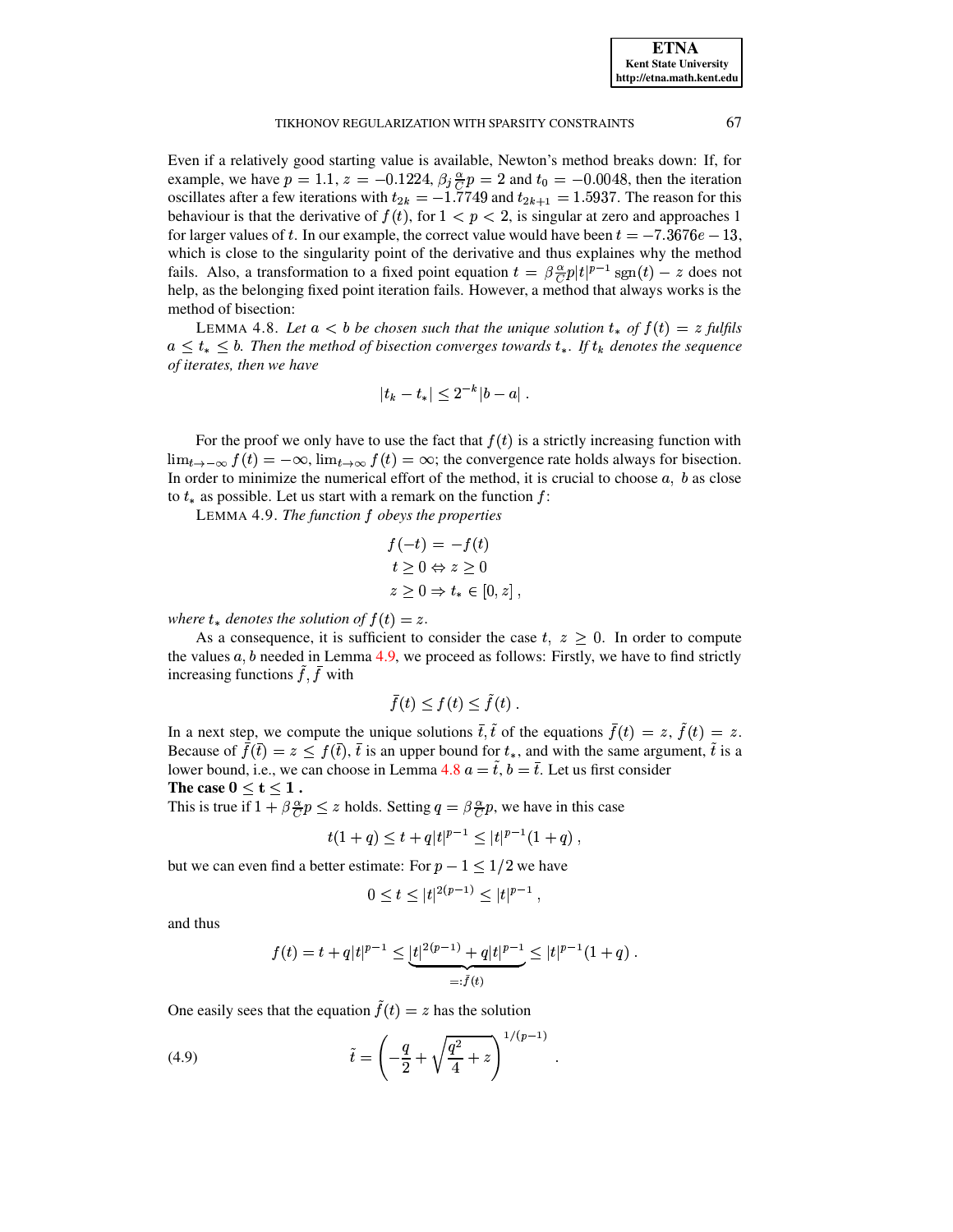Even if a relatively good starting value is available, Newton's method breaks down: If, for example, we have $p = 1.1$, $z = -0.1224$, $\beta_j \frac{\alpha}{C} p = 2$ and $t_0 = -0.0048$, then the iteration oscillates after a few iterations with $t_{2k} = -1.7749$ and $t_{2k+1} = 1.5937$. The reason for this behaviour is that the derivative of $f(t)$, for $1 < p < 2$, is singular at zero and approaches 1 for larger values of $t$. In our example, the correct value would have been $t = -7.3676e-13$, which is close to the singularity point of the derivative and thus explains why the method fails. Also, a transformation to a fixed point equation $t = \beta \frac{\alpha}{C} p |t|^{p-1} \operatorname{sgn}(t) - z$ does not help, as the belonging fixed point iteration fails. However, a method that always works is the method of bisection:

LEMMA 4.8. *Let $a < b$ be chosen such that the unique solution $t_*$ of $f(t) = z$ fulfils $a \leq t_* \leq b$. Then the method of bisection converges towards $t_*$. If $t_k$ denotes the sequence of iterates, then we have*

$$|t_k - t_*| \leq 2^{-k} |b - a| \,.$$

For the proof we only have to use the fact that $f(t)$ is a strictly increasing function with $\lim_{t \to -\infty} f(t) = -\infty$, $\lim_{t \to \infty} f(t) = \infty$; the convergence rate holds always for bisection. In order to minimize the numerical effort of the method, it is crucial to choose $a$, $b$ as close to $t_*$ as possible. Let us start with a remark on the function $f$:

LEMMA 4.9. *The function $f$ obeys the properties*

$$\begin{aligned} f(-t) &= -f(t) \\ t \geq 0 &\Leftrightarrow z \geq 0 \\ z \geq 0 &\Rightarrow t_* \in [0, z] \,, \end{aligned}$$

*where $t_*$ denotes the solution of $f(t) = z$.*

As a consequence, it is sufficient to consider the case $t$, $z \geq 0$. In order to compute the values $a, b$ needed in Lemma 4.9, we proceed as follows: Firstly, we have to find strictly increasing functions $\tilde{f}, \bar{f}$ with

$$\bar{f}(t) \leq f(t) \leq \tilde{f}(t) \,.$$

In a next step, we compute the unique solutions $\bar{t}, \tilde{t}$ of the equations $\bar{f}(t) = z$, $\tilde{f}(t) = z$. Because of $\bar{f}(\bar{t}) = z \leq f(\bar{t})$, $\bar{t}$ is an upper bound for $t_*$, and with the same argument, $\tilde{t}$ is a lower bound, i.e., we can choose in Lemma 4.8 $a = \tilde{t}$, $b = \bar{t}$. Let us first consider

**The case $\mathbf{0 \leq t \leq 1}$ .**

This is true if $1 + \beta \frac{\alpha}{C} p \leq z$ holds. Setting $q = \beta \frac{\alpha}{C} p$, we have in this case

$$t(1 + q) \leq t + q|t|^{p-1} \leq |t|^{p-1}(1 + q) \,,$$

but we can even find a better estimate: For $p - 1 \leq 1/2$ we have

$$0 \leq t \leq |t|^{2(p-1)} \leq |t|^{p-1} \,,$$

and thus

$$f(t) = t + q|t|^{p-1} \leq \underbrace{|t|^{2(p-1)} + q|t|^{p-1}}_{=:\tilde{f}(t)} \leq |t|^{p-1}(1 + q) \,.$$

One easily sees that the equation $\tilde{f}(t) = z$ has the solution

$$\tilde{t} = \left( -\frac{q}{2} + \sqrt{\frac{q^2}{4} + z} \right)^{1/(p-1)} \,. \tag{4.9}$$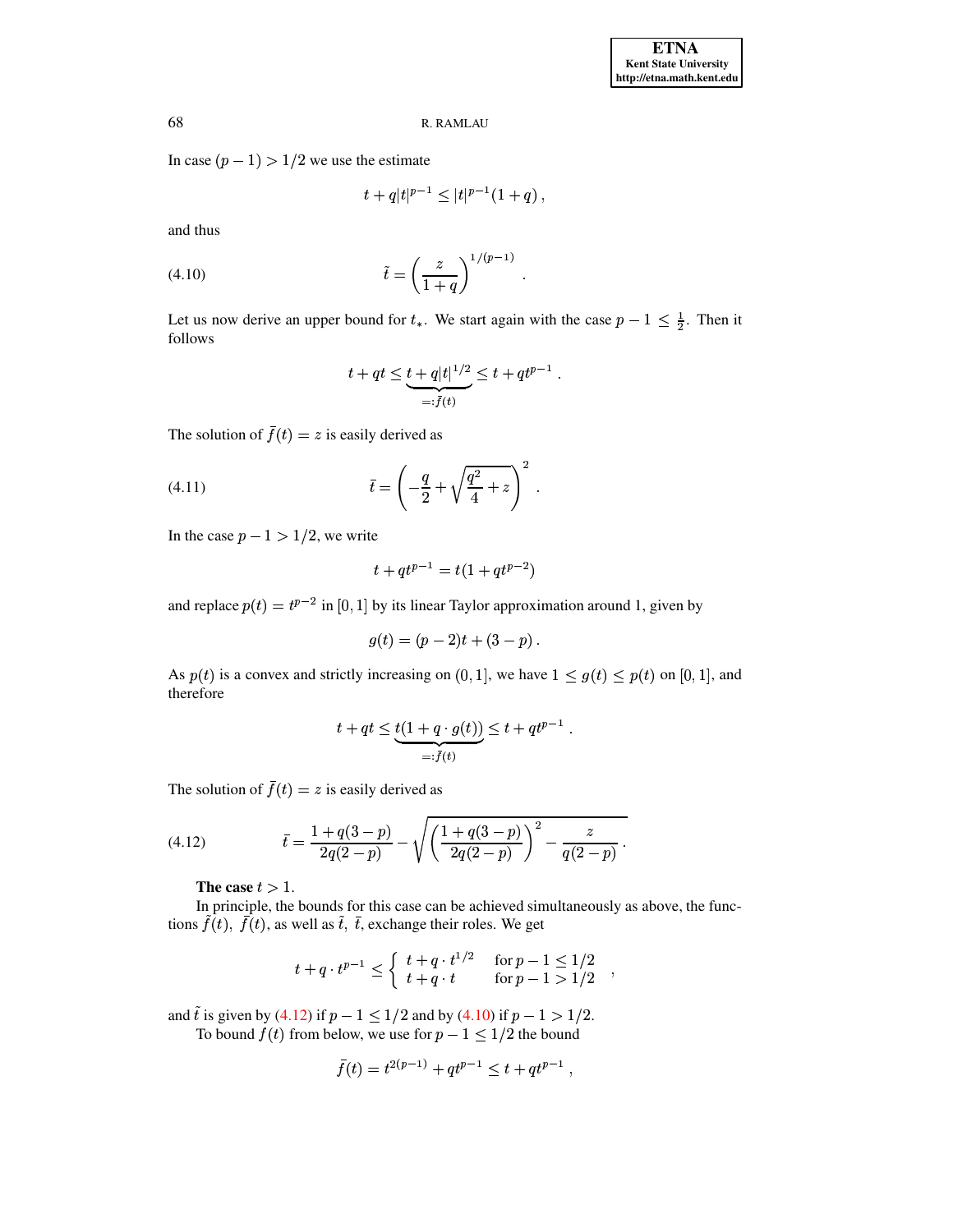In case $(p-1) > 1/2$ we use the estimate

$$t + q|t|^{p-1} \le |t|^{p-1}(1+q)\,,$$

and thus

$$\tilde{t} = \left(\frac{z}{1+q}\right)^{1/(p-1)}\,. \tag{4.10}$$

Let us now derive an upper bound for $t_*$. We start again with the case $p-1 \le \frac{1}{2}$. Then it follows

$$t + qt \le \underbrace{t + q|t|^{1/2}}_{=:\bar{f}(t)} \le t + qt^{p-1}\,.$$

The solution of $\bar{f}(t) = z$ is easily derived as

$$\bar{t} = \left(-\frac{q}{2} + \sqrt{\frac{q^2}{4} + z}\right)^2\,. \tag{4.11}$$

In the case $p - 1 > 1/2$, we write

$$t + qt^{p-1} = t(1 + qt^{p-2})$$

and replace $p(t) = t^{p-2}$ in $[0,1]$ by its linear Taylor approximation around 1, given by

$$g(t) = (p-2)t + (3-p)\,.$$

As $p(t)$ is a convex and strictly increasing on $(0,1]$, we have $1 \le g(t) \le p(t)$ on $[0,1]$, and therefore

$$t + qt \le \underbrace{t(1 + q\cdot g(t))}_{=:\bar{f}(t)} \le t + qt^{p-1}\,.$$

The solution of $\bar{f}(t) = z$ is easily derived as

$$\bar{t} = \frac{1+q(3-p)}{2q(2-p)} - \sqrt{\left(\frac{1+q(3-p)}{2q(2-p)}\right)^2 - \frac{z}{q(2-p)}}\,. \tag{4.12}$$

**The case** $t > 1$.

In principle, the bounds for this case can be achieved simultaneously as above, the functions $\tilde{f}(t),\ \bar{f}(t)$, as well as $\tilde{t},\ \bar{t}$, exchange their roles. We get

$$t + q\cdot t^{p-1} \le \begin{cases} t + q\cdot t^{1/2} & \text{for } p-1 \le 1/2 \\ t + q\cdot t & \text{for } p-1 > 1/2 \end{cases}\,,$$

and $\tilde{t}$ is given by (4.12) if $p - 1 \le 1/2$ and by (4.10) if $p - 1 > 1/2$.

To bound $f(t)$ from below, we use for $p - 1 \le 1/2$ the bound

$$\bar{f}(t) = t^{2(p-1)} + qt^{p-1} \le t + qt^{p-1}\,,$$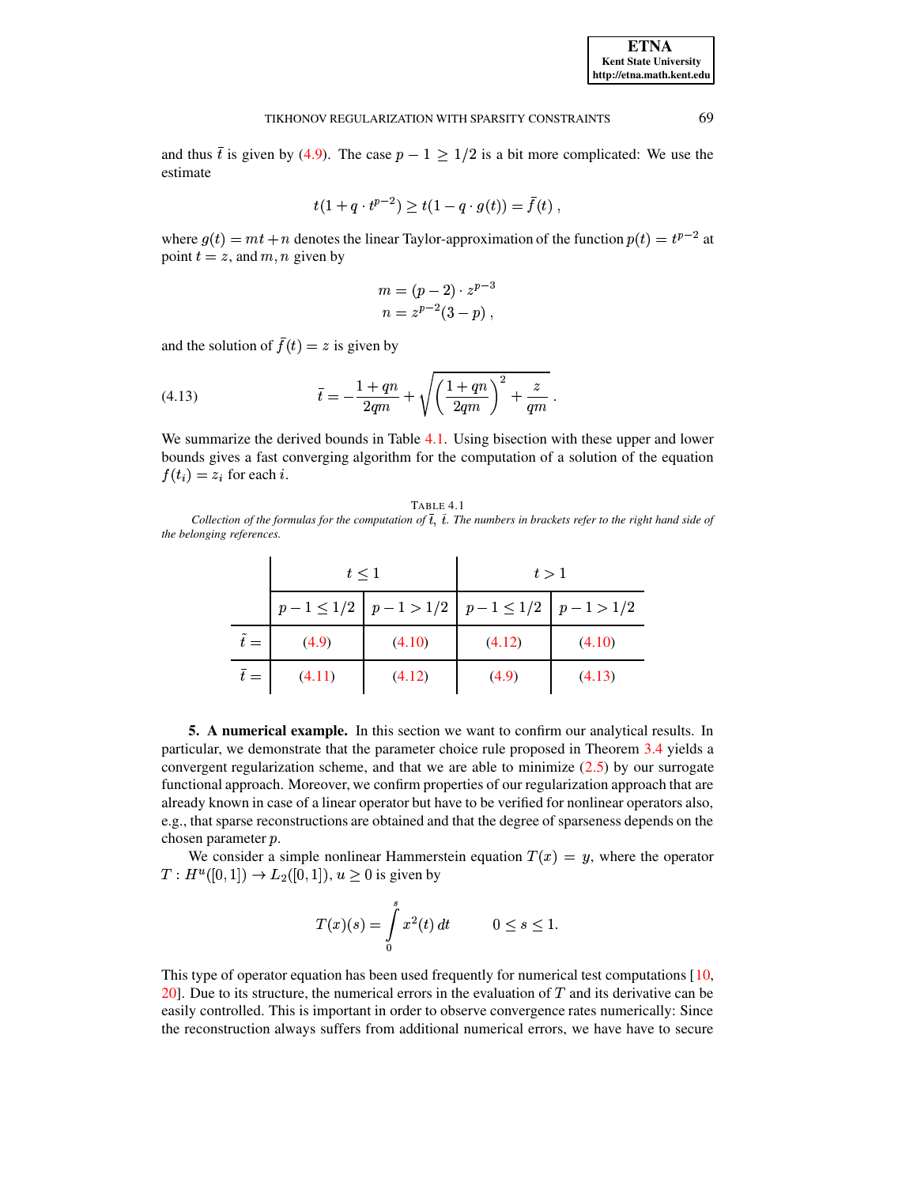and thus $\bar{t}$ is given by (4.9). The case $p - 1 \geq 1/2$ is a bit more complicated: We use the estimate

$$t(1 + q \cdot t^{p-2}) \geq t(1 - q \cdot g(t)) = \bar{f}(t)\,,$$

where $g(t) = mt + n$ denotes the linear Taylor-approximation of the function $p(t) = t^{p-2}$ at point $t = z$, and $m, n$ given by

$$m = (p-2) \cdot z^{p-3}$$
$$n = z^{p-2}(3-p)\,,$$

and the solution of $\bar{f}(t) = z$ is given by

$$\bar{t} = -\frac{1+qn}{2qm} + \sqrt{\left(\frac{1+qn}{2qm}\right)^2 + \frac{z}{qm}}\,. \tag{4.13}$$

We summarize the derived bounds in Table 4.1. Using bisection with these upper and lower bounds gives a fast converging algorithm for the computation of a solution of the equation $f(t_i) = z_i$ for each $i$.

TABLE 4.1

*Collection of the formulas for the computation of $\bar{t}$, $\tilde{t}$. The numbers in brackets refer to the right hand side of the belonging references.*

| | $t \leq 1$ | | $t > 1$ | |
|---|---|---|---|---|
| | $p-1 \leq 1/2$ | $p-1 > 1/2$ | $p-1 \leq 1/2$ | $p-1 > 1/2$ |
| $\tilde{t} =$ | (4.9) | (4.10) | (4.12) | (4.10) |
| $\bar{t} =$ | (4.11) | (4.12) | (4.9) | (4.13) |

## 5. A numerical example.

In this section we want to confirm our analytical results. In particular, we demonstrate that the parameter choice rule proposed in Theorem 3.4 yields a convergent regularization scheme, and that we are able to minimize (2.5) by our surrogate functional approach. Moreover, we confirm properties of our regularization approach that are already known in case of a linear operator but have to be verified for nonlinear operators also, e.g., that sparse reconstructions are obtained and that the degree of sparseness depends on the chosen parameter $p$.

We consider a simple nonlinear Hammerstein equation $T(x) = y$, where the operator $T : H^u([0,1]) \to L_2([0,1])$, $u \geq 0$ is given by

$$T(x)(s) = \int_0^s x^2(t)\,dt \qquad 0 \leq s \leq 1.$$

This type of operator equation has been used frequently for numerical test computations [10, 20]. Due to its structure, the numerical errors in the evaluation of $T$ and its derivative can be easily controlled. This is important in order to observe convergence rates numerically: Since the reconstruction always suffers from additional numerical errors, we have have to secure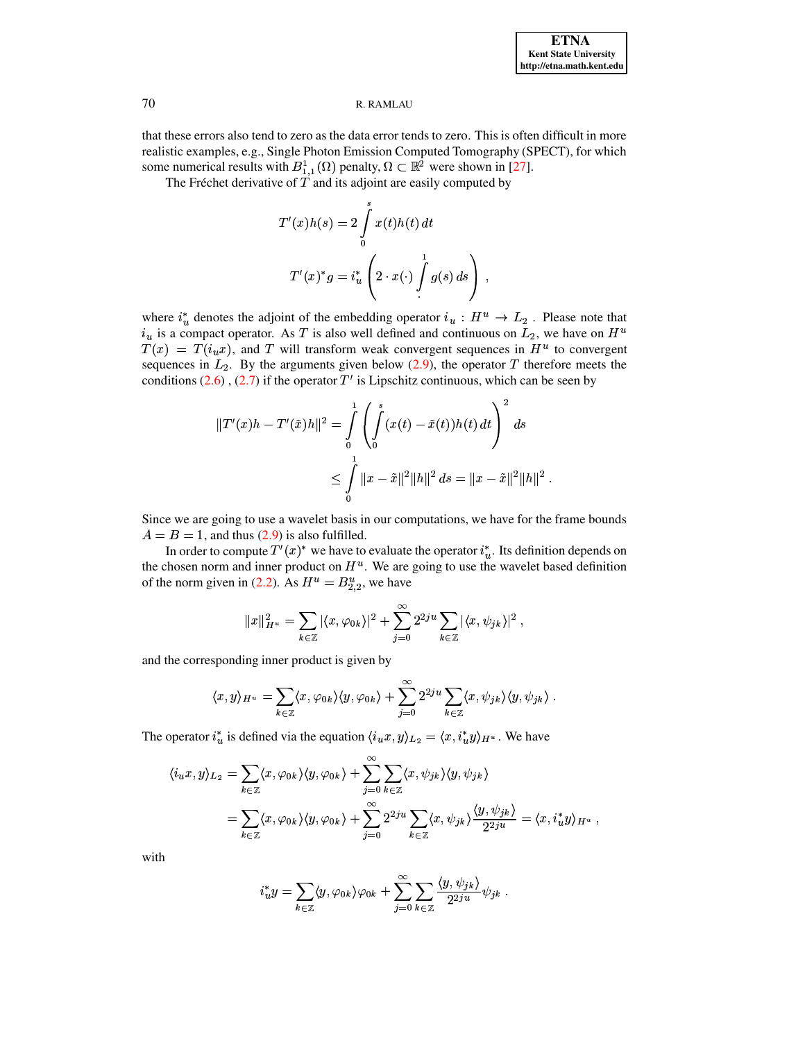that these errors also tend to zero as the data error tends to zero. This is often difficult in more realistic examples, e.g., Single Photon Emission Computed Tomography (SPECT), for which some numerical results with $B^1_{1,1}(\Omega)$ penalty, $\Omega \subset \mathbb{R}^2$ were shown in [27].

The Fréchet derivative of $T$ and its adjoint are easily computed by

$$T'(x)h(s) = 2\int_0^s x(t)h(t)\,dt$$

$$T'(x)^* g = i_u^* \left( 2 \cdot x(\cdot) \int_{\cdot}^1 g(s)\,ds \right) ,$$

where $i_u^*$ denotes the adjoint of the embedding operator $i_u : H^u \to L_2$ . Please note that $i_u$ is a compact operator. As $T$ is also well defined and continuous on $L_2$, we have on $H^u$ $T(x) = T(i_u x)$, and $T$ will transform weak convergent sequences in $H^u$ to convergent sequences in $L_2$. By the arguments given below (2.9), the operator $T$ therefore meets the conditions (2.6) , (2.7) if the operator $T'$ is Lipschitz continuous, which can be seen by

$$\begin{aligned}
\|T'(x)h - T'(\tilde{x})h\|^2 &= \int_0^1 \left( \int_0^s (x(t) - \tilde{x}(t))h(t)\,dt \right)^2 ds \\
&\le \int_0^1 \|x - \tilde{x}\|^2 \|h\|^2\,ds = \|x - \tilde{x}\|^2 \|h\|^2 .
\end{aligned}$$

Since we are going to use a wavelet basis in our computations, we have for the frame bounds $A = B = 1$, and thus (2.9) is also fulfilled.

In order to compute $T'(x)^*$ we have to evaluate the operator $i_u^*$. Its definition depends on the chosen norm and inner product on $H^u$. We are going to use the wavelet based definition of the norm given in (2.2). As $H^u = B^u_{2,2}$, we have

$$\|x\|^2_{H^u} = \sum_{k\in\mathbb{Z}} |\langle x, \varphi_{0k}\rangle|^2 + \sum_{j=0}^{\infty} 2^{2ju} \sum_{k\in\mathbb{Z}} |\langle x, \psi_{jk}\rangle|^2 ,$$

and the corresponding inner product is given by

$$\langle x, y\rangle_{H^u} = \sum_{k\in\mathbb{Z}} \langle x, \varphi_{0k}\rangle\langle y, \varphi_{0k}\rangle + \sum_{j=0}^{\infty} 2^{2ju} \sum_{k\in\mathbb{Z}} \langle x, \psi_{jk}\rangle\langle y, \psi_{jk}\rangle .$$

The operator $i_u^*$ is defined via the equation $\langle i_u x, y\rangle_{L_2} = \langle x, i_u^* y\rangle_{H^u}$. We have

$$\begin{aligned}
\langle i_u x, y\rangle_{L_2} &= \sum_{k\in\mathbb{Z}} \langle x, \varphi_{0k}\rangle\langle y, \varphi_{0k}\rangle + \sum_{j=0}^{\infty}\sum_{k\in\mathbb{Z}} \langle x, \psi_{jk}\rangle\langle y, \psi_{jk}\rangle \\
&= \sum_{k\in\mathbb{Z}} \langle x, \varphi_{0k}\rangle\langle y, \varphi_{0k}\rangle + \sum_{j=0}^{\infty} 2^{2ju} \sum_{k\in\mathbb{Z}} \langle x, \psi_{jk}\rangle \frac{\langle y, \psi_{jk}\rangle}{2^{2ju}} = \langle x, i_u^* y\rangle_{H^u} ,
\end{aligned}$$

with

$$i_u^* y = \sum_{k\in\mathbb{Z}} \langle y, \varphi_{0k}\rangle \varphi_{0k} + \sum_{j=0}^{\infty}\sum_{k\in\mathbb{Z}} \frac{\langle y, \psi_{jk}\rangle}{2^{2ju}} \psi_{jk} .$$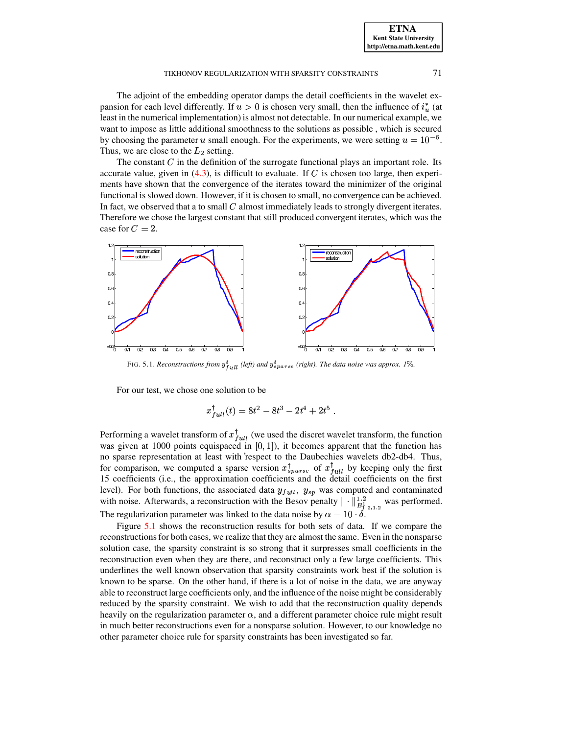The adjoint of the embedding operator damps the detail coefficients in the wavelet expansion for each level differently. If $u > 0$ is chosen very small, then the influence of $i_u^*$ (at least in the numerical implementation) is almost not detectable. In our numerical example, we want to impose as little additional smoothness to the solutions as possible , which is secured by choosing the parameter $u$ small enough. For the experiments, we were setting $u = 10^{-6}$. Thus, we are close to the $L_2$ setting.

The constant $C$ in the definition of the surrogate functional plays an important role. Its accurate value, given in (4.3), is difficult to evaluate. If $C$ is chosen too large, then experiments have shown that the convergence of the iterates toward the minimizer of the original functional is slowed down. However, if it is chosen to small, no convergence can be achieved. In fact, we observed that a to small $C$ almost immediately leads to strongly divergent iterates. Therefore we chose the largest constant that still produced convergent iterates, which was the case for $C = 2$.

FIG. 5.1. *Reconstructions from $y^\delta_{full}$ (left) and $y^\delta_{sparse}$ (right). The data noise was approx. 1%.*

For our test, we chose one solution to be

$$x^\dagger_{full}(t) = 8t^2 - 8t^3 - 2t^4 + 2t^5 \; .$$

Performing a wavelet transform of $x^\dagger_{full}$ (we used the discret wavelet transform, the function was given at 1000 points equispaced in $[0, 1]$), it becomes apparent that the function has no sparse representation at least with respect to the Daubechies wavelets db2-db4. Thus, for comparison, we computed a sparse version $x^\dagger_{sparse}$ of $x^\dagger_{full}$ by keeping only the first 15 coefficients (i.e., the approximation coefficients and the detail coefficients on the first level). For both functions, the associated data $y_{full}$, $y_{sp}$ was computed and contaminated with noise. Afterwards, a reconstruction with the Besov penalty $\| \cdot \|^{1.2}_{B^1_{1.2,1.2}}$ was performed. The regularization parameter was linked to the data noise by $\alpha = 10 \cdot \delta$.

Figure 5.1 shows the reconstruction results for both sets of data. If we compare the reconstructions for both cases, we realize that they are almost the same. Even in the nonsparse solution case, the sparsity constraint is so strong that it surpresses small coefficients in the reconstruction even when they are there, and reconstruct only a few large coefficients. This underlines the well known observation that sparsity constraints work best if the solution is known to be sparse. On the other hand, if there is a lot of noise in the data, we are anyway able to reconstruct large coefficients only, and the influence of the noise might be considerably reduced by the sparsity constraint. We wish to add that the reconstruction quality depends heavily on the regularization parameter $\alpha$, and a different parameter choice rule might result in much better reconstructions even for a nonsparse solution. However, to our knowledge no other parameter choice rule for sparsity constraints has been investigated so far.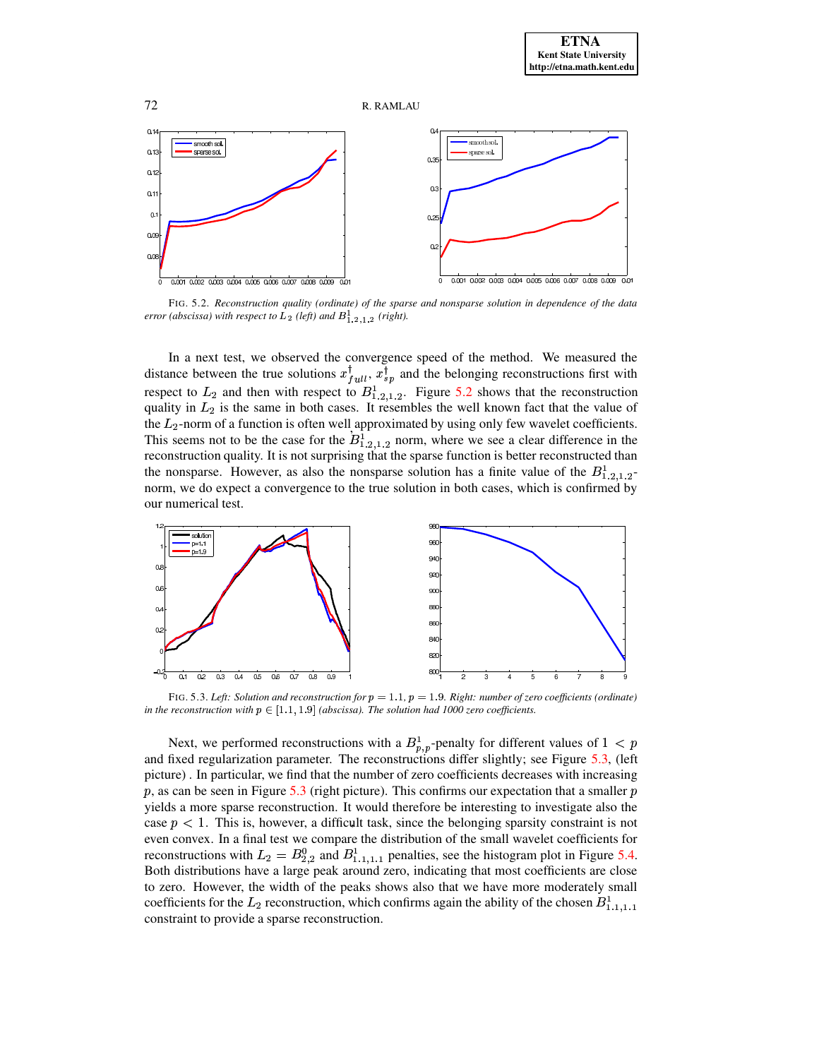FIG. 5.2. *Reconstruction quality (ordinate) of the sparse and nonsparse solution in dependence of the data error (abscissa) with respect to $L_2$ (left) and $B^1_{1.2,1.2}$ (right).*

In a next test, we observed the convergence speed of the method. We measured the distance between the true solutions $x^\dagger_{full}$, $x^\dagger_{sp}$ and the belonging reconstructions first with respect to $L_2$ and then with respect to $B^1_{1.2,1.2}$. Figure 5.2 shows that the reconstruction quality in $L_2$ is the same in both cases. It resembles the well known fact that the value of the $L_2$-norm of a function is often well approximated by using only few wavelet coefficients. This seems not to be the case for the $B^1_{1.2,1.2}$ norm, where we see a clear difference in the reconstruction quality. It is not surprising that the sparse function is better reconstructed than the nonsparse. However, as also the nonsparse solution has a finite value of the $B^1_{1.2,1.2}$-norm, we do expect a convergence to the true solution in both cases, which is confirmed by our numerical test.

FIG. 5.3. *Left: Solution and reconstruction for $p = 1.1$, $p = 1.9$. Right: number of zero coefficients (ordinate) in the reconstruction with $p \in [1.1, 1.9]$ (abscissa). The solution had 1000 zero coefficients.*

Next, we performed reconstructions with a $B^1_{p,p}$-penalty for different values of $1 < p$ and fixed regularization parameter. The reconstructions differ slightly; see Figure 5.3, (left picture) . In particular, we find that the number of zero coefficients decreases with increasing $p$, as can be seen in Figure 5.3 (right picture). This confirms our expectation that a smaller $p$ yields a more sparse reconstruction. It would therefore be interesting to investigate also the case $p < 1$. This is, however, a difficult task, since the belonging sparsity constraint is not even convex. In a final test we compare the distribution of the small wavelet coefficients for reconstructions with $L_2 = B^0_{2,2}$ and $B^1_{1.1,1.1}$ penalties, see the histogram plot in Figure 5.4. Both distributions have a large peak around zero, indicating that most coefficients are close to zero. However, the width of the peaks shows also that we have more moderately small coefficients for the $L_2$ reconstruction, which confirms again the ability of the chosen $B^1_{1.1,1.1}$ constraint to provide a sparse reconstruction.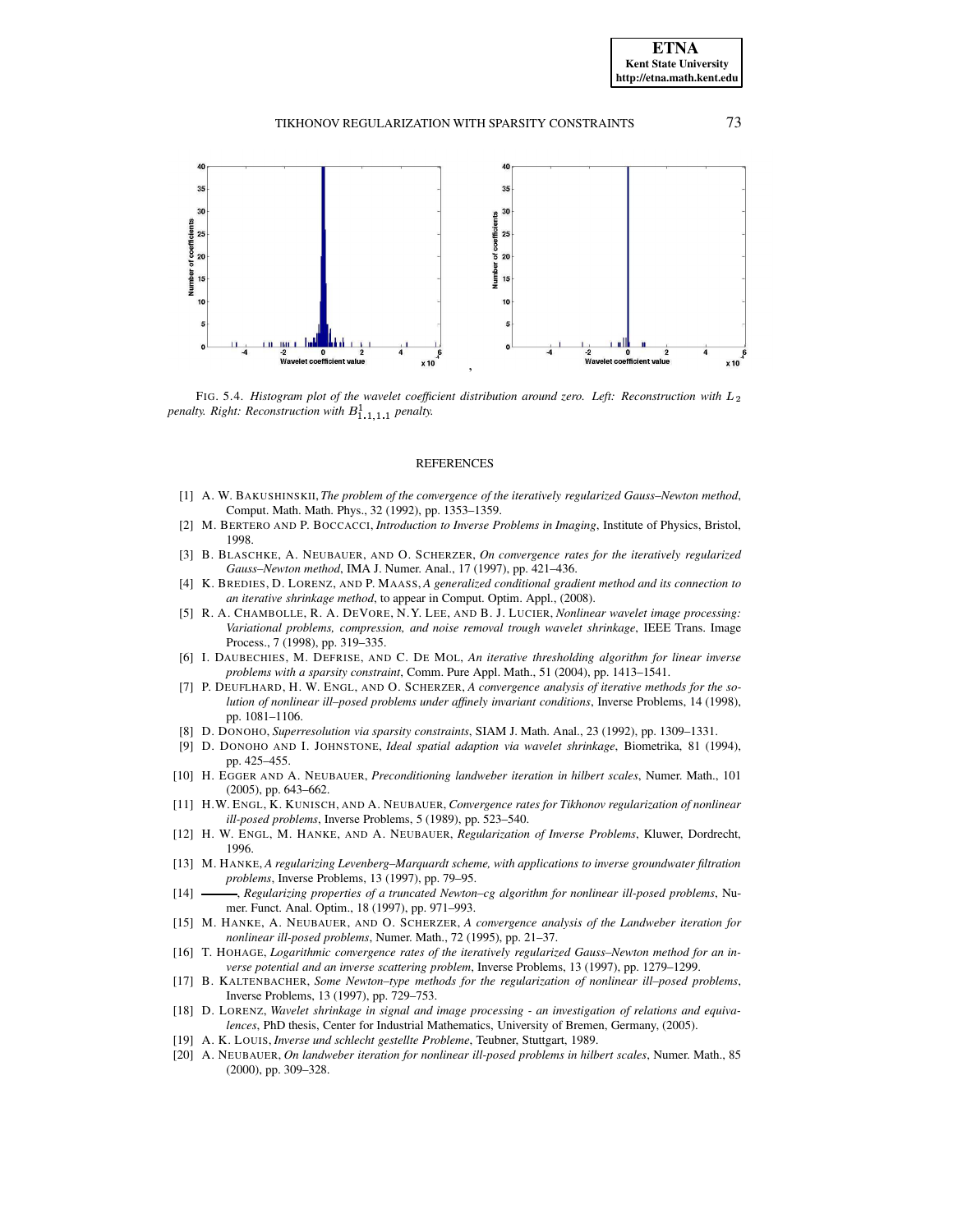FIG. 5.4. *Histogram plot of the wavelet coefficient distribution around zero. Left: Reconstruction with $L_2$ penalty. Right: Reconstruction with $B^1_{1,1,1,1}$ penalty.*

## REFERENCES

[1] A. W. BAKUSHINSKII, *The problem of the convergence of the iteratively regularized Gauss–Newton method*, Comput. Math. Math. Phys., 32 (1992), pp. 1353–1359.

[2] M. BERTERO AND P. BOCCACCI, *Introduction to Inverse Problems in Imaging*, Institute of Physics, Bristol, 1998.

[3] B. BLASCHKE, A. NEUBAUER, AND O. SCHERZER, *On convergence rates for the iteratively regularized Gauss–Newton method*, IMA J. Numer. Anal., 17 (1997), pp. 421–436.

[4] K. BREDIES, D. LORENZ, AND P. MAASS, *A generalized conditional gradient method and its connection to an iterative shrinkage method*, to appear in Comput. Optim. Appl., (2008).

[5] R. A. CHAMBOLLE, R. A. DEVORE, N.Y. LEE, AND B. J. LUCIER, *Nonlinear wavelet image processing: Variational problems, compression, and noise removal trough wavelet shrinkage*, IEEE Trans. Image Process., 7 (1998), pp. 319–335.

[6] I. DAUBECHIES, M. DEFRISE, AND C. DE MOL, *An iterative thresholding algorithm for linear inverse problems with a sparsity constraint*, Comm. Pure Appl. Math., 51 (2004), pp. 1413–1541.

[7] P. DEUFLHARD, H. W. ENGL, AND O. SCHERZER, *A convergence analysis of iterative methods for the solution of nonlinear ill–posed problems under affinely invariant conditions*, Inverse Problems, 14 (1998), pp. 1081–1106.

[8] D. DONOHO, *Superresolution via sparsity constraints*, SIAM J. Math. Anal., 23 (1992), pp. 1309–1331.

[9] D. DONOHO AND I. JOHNSTONE, *Ideal spatial adaption via wavelet shrinkage*, Biometrika, 81 (1994), pp. 425–455.

[10] H. EGGER AND A. NEUBAUER, *Preconditioning landweber iteration in hilbert scales*, Numer. Math., 101 (2005), pp. 643–662.

[11] H.W. ENGL, K. KUNISCH, AND A. NEUBAUER, *Convergence rates for Tikhonov regularization of nonlinear ill-posed problems*, Inverse Problems, 5 (1989), pp. 523–540.

[12] H. W. ENGL, M. HANKE, AND A. NEUBAUER, *Regularization of Inverse Problems*, Kluwer, Dordrecht, 1996.

[13] M. HANKE, *A regularizing Levenberg–Marquardt scheme, with applications to inverse groundwater filtration problems*, Inverse Problems, 13 (1997), pp. 79–95.

[14] ———, *Regularizing properties of a truncated Newton–cg algorithm for nonlinear ill-posed problems*, Numer. Funct. Anal. Optim., 18 (1997), pp. 971–993.

[15] M. HANKE, A. NEUBAUER, AND O. SCHERZER, *A convergence analysis of the Landweber iteration for nonlinear ill-posed problems*, Numer. Math., 72 (1995), pp. 21–37.

[16] T. HOHAGE, *Logarithmic convergence rates of the iteratively regularized Gauss–Newton method for an inverse potential and an inverse scattering problem*, Inverse Problems, 13 (1997), pp. 1279–1299.

[17] B. KALTENBACHER, *Some Newton–type methods for the regularization of nonlinear ill–posed problems*, Inverse Problems, 13 (1997), pp. 729–753.

[18] D. LORENZ, *Wavelet shrinkage in signal and image processing - an investigation of relations and equivalences*, PhD thesis, Center for Industrial Mathematics, University of Bremen, Germany, (2005).

[19] A. K. LOUIS, *Inverse und schlecht gestellte Probleme*, Teubner, Stuttgart, 1989.

[20] A. NEUBAUER, *On landweber iteration for nonlinear ill-posed problems in hilbert scales*, Numer. Math., 85 (2000), pp. 309–328.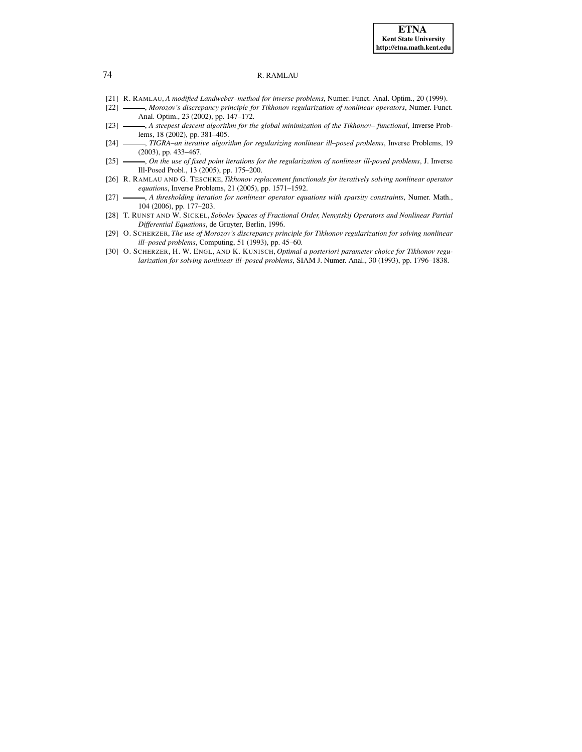[21] R. RAMLAU, *A modified Landweber–method for inverse problems*, Numer. Funct. Anal. Optim., 20 (1999).

[22] ———, *Morozov's discrepancy principle for Tikhonov regularization of nonlinear operators*, Numer. Funct. Anal. Optim., 23 (2002), pp. 147–172.

[23] ———, *A steepest descent algorithm for the global minimization of the Tikhonov– functional*, Inverse Problems, 18 (2002), pp. 381–405.

[24] ———, *TIGRA–an iterative algorithm for regularizing nonlinear ill–posed problems*, Inverse Problems, 19 (2003), pp. 433–467.

[25] ———, *On the use of fixed point iterations for the regularization of nonlinear ill-posed problems*, J. Inverse Ill-Posed Probl., 13 (2005), pp. 175–200.

[26] R. RAMLAU AND G. TESCHKE, *Tikhonov replacement functionals for iteratively solving nonlinear operator equations*, Inverse Problems, 21 (2005), pp. 1571–1592.

[27] ———, *A thresholding iteration for nonlinear operator equations with sparsity constraints*, Numer. Math., 104 (2006), pp. 177–203.

[28] T. RUNST AND W. SICKEL, *Sobolev Spaces of Fractional Order, Nemytskij Operators and Nonlinear Partial Differential Equations*, de Gruyter, Berlin, 1996.

[29] O. SCHERZER, *The use of Morozov's discrepancy principle for Tikhonov regularization for solving nonlinear ill–posed problems*, Computing, 51 (1993), pp. 45–60.

[30] O. SCHERZER, H. W. ENGL, AND K. KUNISCH, *Optimal a posteriori parameter choice for Tikhonov regularization for solving nonlinear ill–posed problems*, SIAM J. Numer. Anal., 30 (1993), pp. 1796–1838.